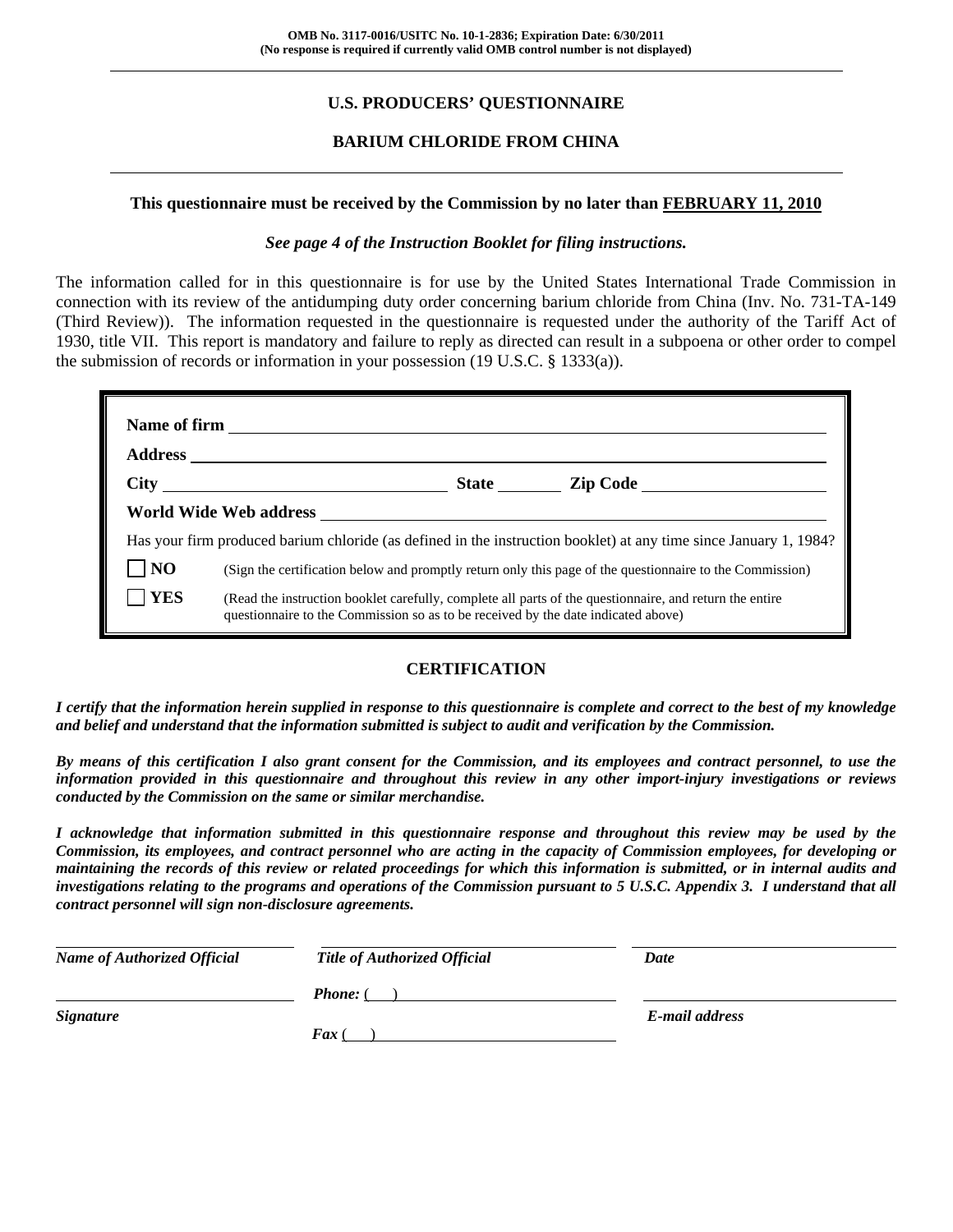**OMB No. 3117-0016/USITC No. 10-1-2836; Expiration Date: 6/30/2011**
**(No response is required if currently valid OMB control number is not displayed)**

# U.S. PRODUCERS' QUESTIONNAIRE

## BARIUM CHLORIDE FROM CHINA

**This questionnaire must be received by the Commission by no later than FEBRUARY 11, 2010**

***See page 4 of the Instruction Booklet for filing instructions.***

The information called for in this questionnaire is for use by the United States International Trade Commission in connection with its review of the antidumping duty order concerning barium chloride from China (Inv. No. 731-TA-149 (Third Review)). The information requested in the questionnaire is requested under the authority of the Tariff Act of 1930, title VII. This report is mandatory and failure to reply as directed can result in a subpoena or other order to compel the submission of records or information in your possession (19 U.S.C. § 1333(a)).

**Name of firm** ______________________________

**Address** ______________________________

**City** ______________ **State** ________ **Zip Code** ______________

**World Wide Web address** ______________________________

Has your firm produced barium chloride (as defined in the instruction booklet) at any time since January 1, 1984?

- ☐ **NO** (Sign the certification below and promptly return only this page of the questionnaire to the Commission)
- ☐ **YES** (Read the instruction booklet carefully, complete all parts of the questionnaire, and return the entire questionnaire to the Commission so as to be received by the date indicated above)

## CERTIFICATION

***I certify that the information herein supplied in response to this questionnaire is complete and correct to the best of my knowledge and belief and understand that the information submitted is subject to audit and verification by the Commission.***

***By means of this certification I also grant consent for the Commission, and its employees and contract personnel, to use the information provided in this questionnaire and throughout this review in any other import-injury investigations or reviews conducted by the Commission on the same or similar merchandise.***

***I acknowledge that information submitted in this questionnaire response and throughout this review may be used by the Commission, its employees, and contract personnel who are acting in the capacity of Commission employees, for developing or maintaining the records of this review or related proceedings for which this information is submitted, or in internal audits and investigations relating to the programs and operations of the Commission pursuant to 5 U.S.C. Appendix 3. I understand that all contract personnel will sign non-disclosure agreements.***

| | | |
|---|---|---|
| ______________________ | ______________________ | ______________________ |
| ***Name of Authorized Official*** | ***Title of Authorized Official*** | ***Date*** |
| ______________________ | ***Phone:*** ( ) ______________ | ______________________ |
| ***Signature*** | ***Fax*** ( ) ______________ | ***E-mail address*** |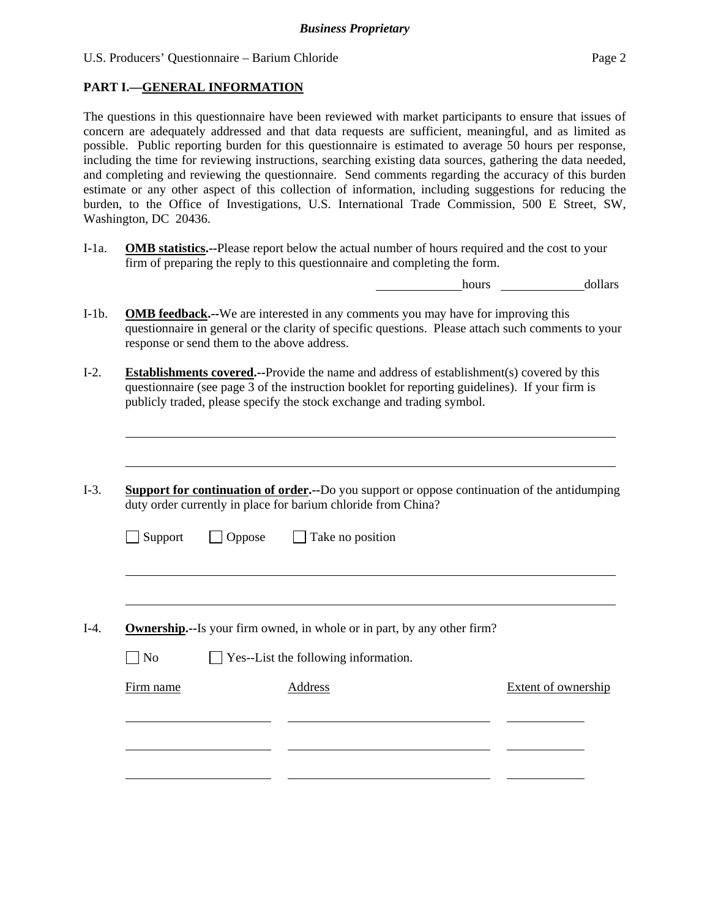**PART I.—GENERAL INFORMATION**

The questions in this questionnaire have been reviewed with market participants to ensure that issues of concern are adequately addressed and that data requests are sufficient, meaningful, and as limited as possible. Public reporting burden for this questionnaire is estimated to average 50 hours per response, including the time for reviewing instructions, searching existing data sources, gathering the data needed, and completing and reviewing the questionnaire. Send comments regarding the accuracy of this burden estimate or any other aspect of this collection of information, including suggestions for reducing the burden, to the Office of Investigations, U.S. International Trade Commission, 500 E Street, SW, Washington, DC 20436.

I-1a. **OMB statistics.--**Please report below the actual number of hours required and the cost to your firm of preparing the reply to this questionnaire and completing the form.

\_\_\_\_\_\_\_\_\_\_ hours \_\_\_\_\_\_\_\_\_\_ dollars

I-1b. **OMB feedback.--**We are interested in any comments you may have for improving this questionnaire in general or the clarity of specific questions. Please attach such comments to your response or send them to the above address.

I-2. **Establishments covered.--**Provide the name and address of establishment(s) covered by this questionnaire (see page 3 of the instruction booklet for reporting guidelines). If your firm is publicly traded, please specify the stock exchange and trading symbol.

\_\_\_\_\_\_\_\_\_\_\_\_\_\_\_\_\_\_\_\_\_\_\_\_\_\_\_\_\_\_\_\_\_\_\_\_\_\_\_\_\_\_\_\_\_\_\_\_\_\_\_\_\_\_\_\_\_\_\_\_

\_\_\_\_\_\_\_\_\_\_\_\_\_\_\_\_\_\_\_\_\_\_\_\_\_\_\_\_\_\_\_\_\_\_\_\_\_\_\_\_\_\_\_\_\_\_\_\_\_\_\_\_\_\_\_\_\_\_\_\_

I-3. **Support for continuation of order.--**Do you support or oppose continuation of the antidumping duty order currently in place for barium chloride from China?

☐ Support ☐ Oppose ☐ Take no position

\_\_\_\_\_\_\_\_\_\_\_\_\_\_\_\_\_\_\_\_\_\_\_\_\_\_\_\_\_\_\_\_\_\_\_\_\_\_\_\_\_\_\_\_\_\_\_\_\_\_\_\_\_\_\_\_\_\_\_\_

\_\_\_\_\_\_\_\_\_\_\_\_\_\_\_\_\_\_\_\_\_\_\_\_\_\_\_\_\_\_\_\_\_\_\_\_\_\_\_\_\_\_\_\_\_\_\_\_\_\_\_\_\_\_\_\_\_\_\_\_

I-4. **Ownership.--**Is your firm owned, in whole or in part, by any other firm?

☐ No ☐ Yes--List the following information.

| Firm name | Address | Extent of ownership |
| --- | --- | --- |
| | | |
| | | |
| | | |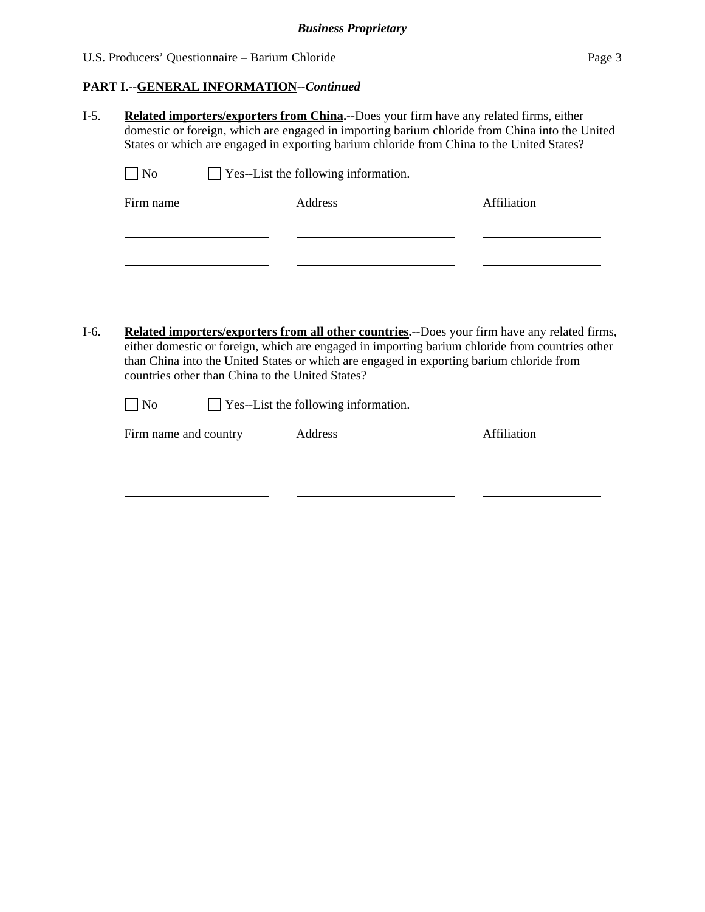**PART I.--GENERAL INFORMATION--*Continued***

I-5. **Related importers/exporters from China.--**Does your firm have any related firms, either domestic or foreign, which are engaged in importing barium chloride from China into the United States or which are engaged in exporting barium chloride from China to the United States?

☐ No ☐ Yes--List the following information.

| Firm name | Address | Affiliation |
|---|---|---|
| | | |
| | | |
| | | |

I-6. **Related importers/exporters from all other countries.--**Does your firm have any related firms, either domestic or foreign, which are engaged in importing barium chloride from countries other than China into the United States or which are engaged in exporting barium chloride from countries other than China to the United States?

☐ No ☐ Yes--List the following information.

| Firm name and country | Address | Affiliation |
|---|---|---|
| | | |
| | | |
| | | |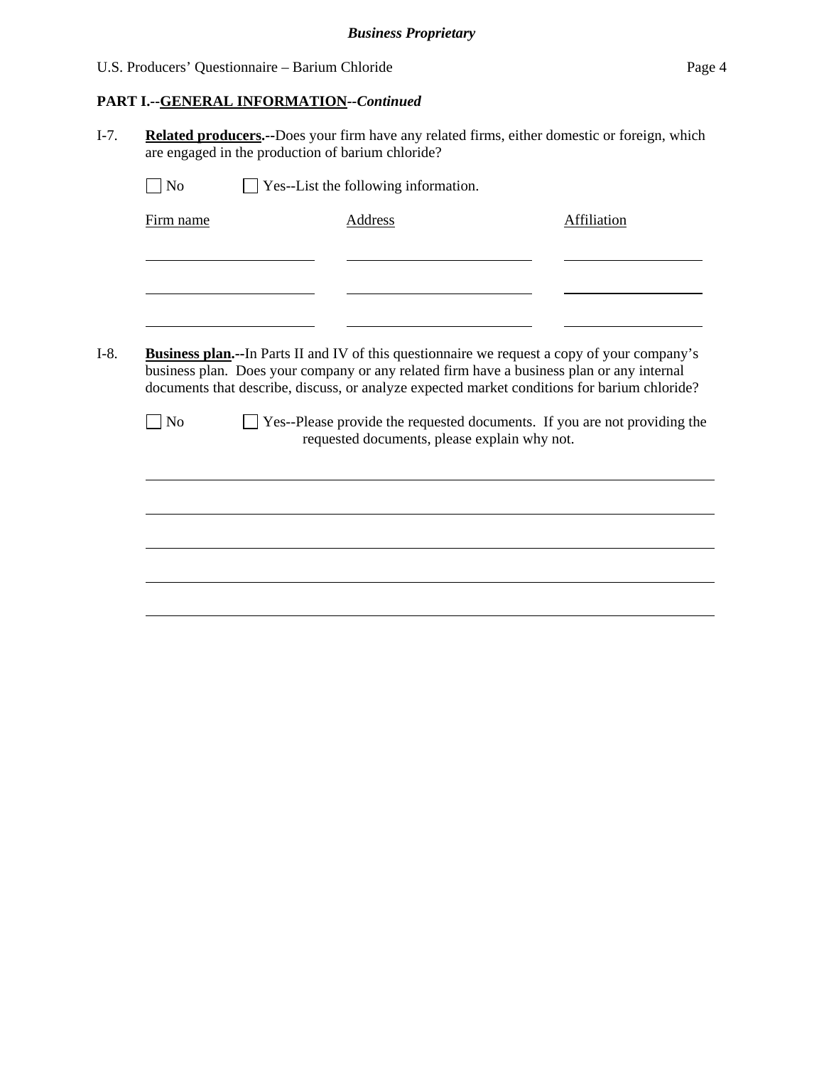**PART I.--GENERAL INFORMATION--*Continued***

I-7. **Related producers.--**Does your firm have any related firms, either domestic or foreign, which are engaged in the production of barium chloride?

☐ No ☐ Yes--List the following information.

| Firm name | Address | Affiliation |
|---|---|---|
| | | |
| | | |
| | | |

I-8. **Business plan.--**In Parts II and IV of this questionnaire we request a copy of your company's business plan. Does your company or any related firm have a business plan or any internal documents that describe, discuss, or analyze expected market conditions for barium chloride?

☐ No ☐ Yes--Please provide the requested documents. If you are not providing the requested documents, please explain why not.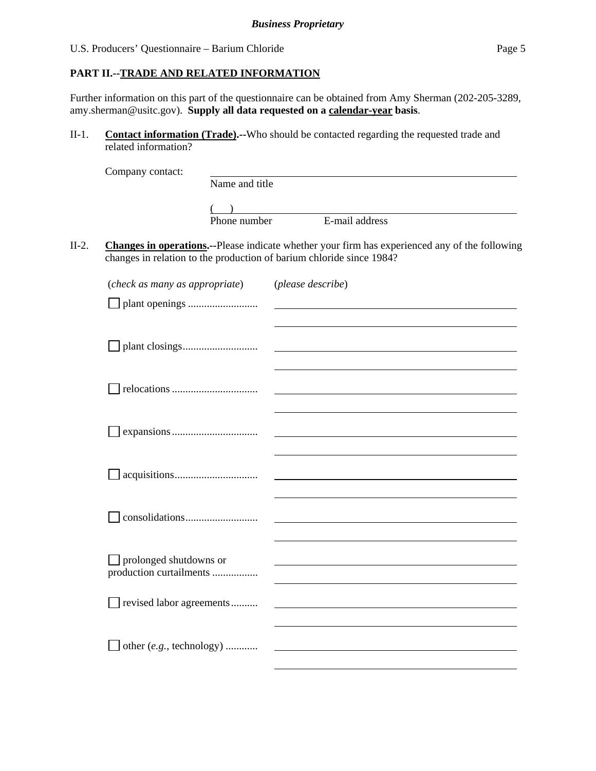**Business Proprietary**

## PART II.--TRADE AND RELATED INFORMATION

Further information on this part of the questionnaire can be obtained from Amy Sherman (202-205-3289, amy.sherman@usitc.gov). **Supply all data requested on a calendar-year basis**.

II-1. **Contact information (Trade).**--Who should be contacted regarding the requested trade and related information?

Company contact: ______________________________
Name and title

(    ) ______________________________
Phone number          E-mail address

II-2. **Changes in operations.**--Please indicate whether your firm has experienced any of the following changes in relation to the production of barium chloride since 1984?

| (*check as many as appropriate*) | (*please describe*) |
|---|---|
| ☐ plant openings .......................... | |
| ☐ plant closings............................ | |
| ☐ relocations ................................ | |
| ☐ expansions................................ | |
| ☐ acquisitions............................... | |
| ☐ consolidations........................... | |
| ☐ prolonged shutdowns or production curtailments ................. | |
| ☐ revised labor agreements.......... | |
| ☐ other (*e.g.*, technology) ............ | |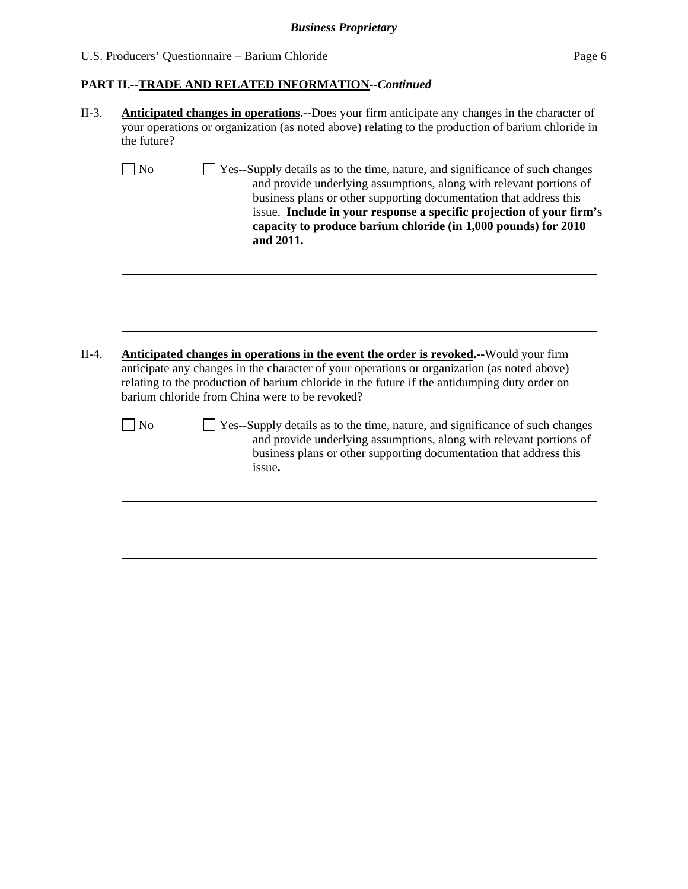**PART II.--TRADE AND RELATED INFORMATION--*Continued***

II-3. **Anticipated changes in operations.--**Does your firm anticipate any changes in the character of your operations or organization (as noted above) relating to the production of barium chloride in the future?

☐ No ☐ Yes--Supply details as to the time, nature, and significance of such changes and provide underlying assumptions, along with relevant portions of business plans or other supporting documentation that address this issue. **Include in your response a specific projection of your firm's capacity to produce barium chloride (in 1,000 pounds) for 2010 and 2011.**

II-4. **Anticipated changes in operations in the event the order is revoked.--**Would your firm anticipate any changes in the character of your operations or organization (as noted above) relating to the production of barium chloride in the future if the antidumping duty order on barium chloride from China were to be revoked?

☐ No ☐ Yes--Supply details as to the time, nature, and significance of such changes and provide underlying assumptions, along with relevant portions of business plans or other supporting documentation that address this issue.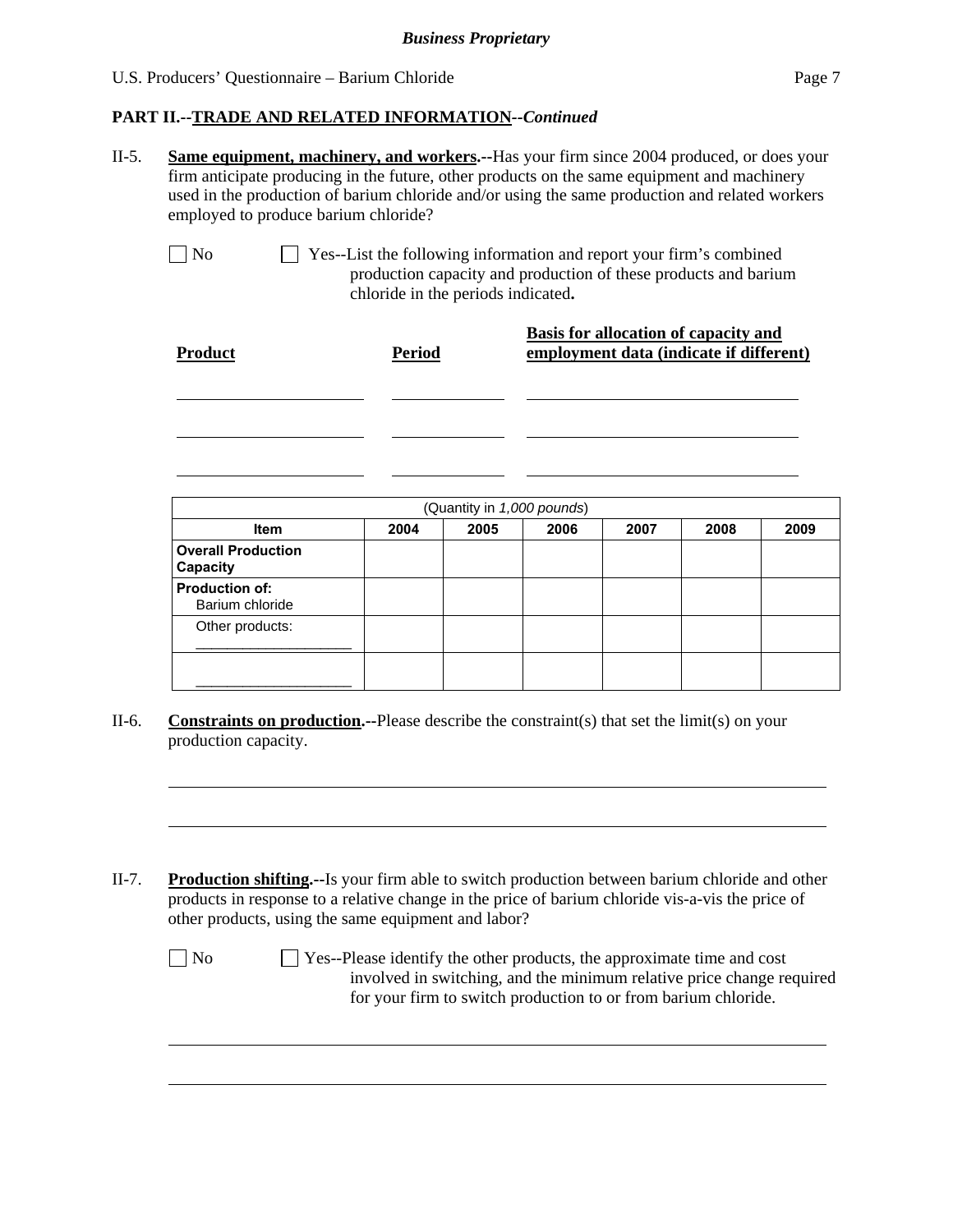**PART II.--TRADE AND RELATED INFORMATION--*Continued***

II-5. **Same equipment, machinery, and workers.--**Has your firm since 2004 produced, or does your firm anticipate producing in the future, other products on the same equipment and machinery used in the production of barium chloride and/or using the same production and related workers employed to produce barium chloride?

☐ No ☐ Yes--List the following information and report your firm's combined production capacity and production of these products and barium chloride in the periods indicated**.**

| **Product** | **Period** | **Basis for allocation of capacity and employment data (indicate if different)** |
|---|---|---|
| | | |
| | | |
| | | |

| (Quantity in *1,000 pounds*) | | | | | | |
|---|---|---|---|---|---|---|
| **Item** | **2004** | **2005** | **2006** | **2007** | **2008** | **2009** |
| **Overall Production Capacity** | | | | | | |
| **Production of:** Barium chloride | | | | | | |
| Other products: ____________________ | | | | | | |
| ____________________ | | | | | | |

II-6. **Constraints on production.--**Please describe the constraint(s) that set the limit(s) on your production capacity.

II-7. **Production shifting.--**Is your firm able to switch production between barium chloride and other products in response to a relative change in the price of barium chloride vis-a-vis the price of other products, using the same equipment and labor?

☐ No ☐ Yes--Please identify the other products, the approximate time and cost involved in switching, and the minimum relative price change required for your firm to switch production to or from barium chloride.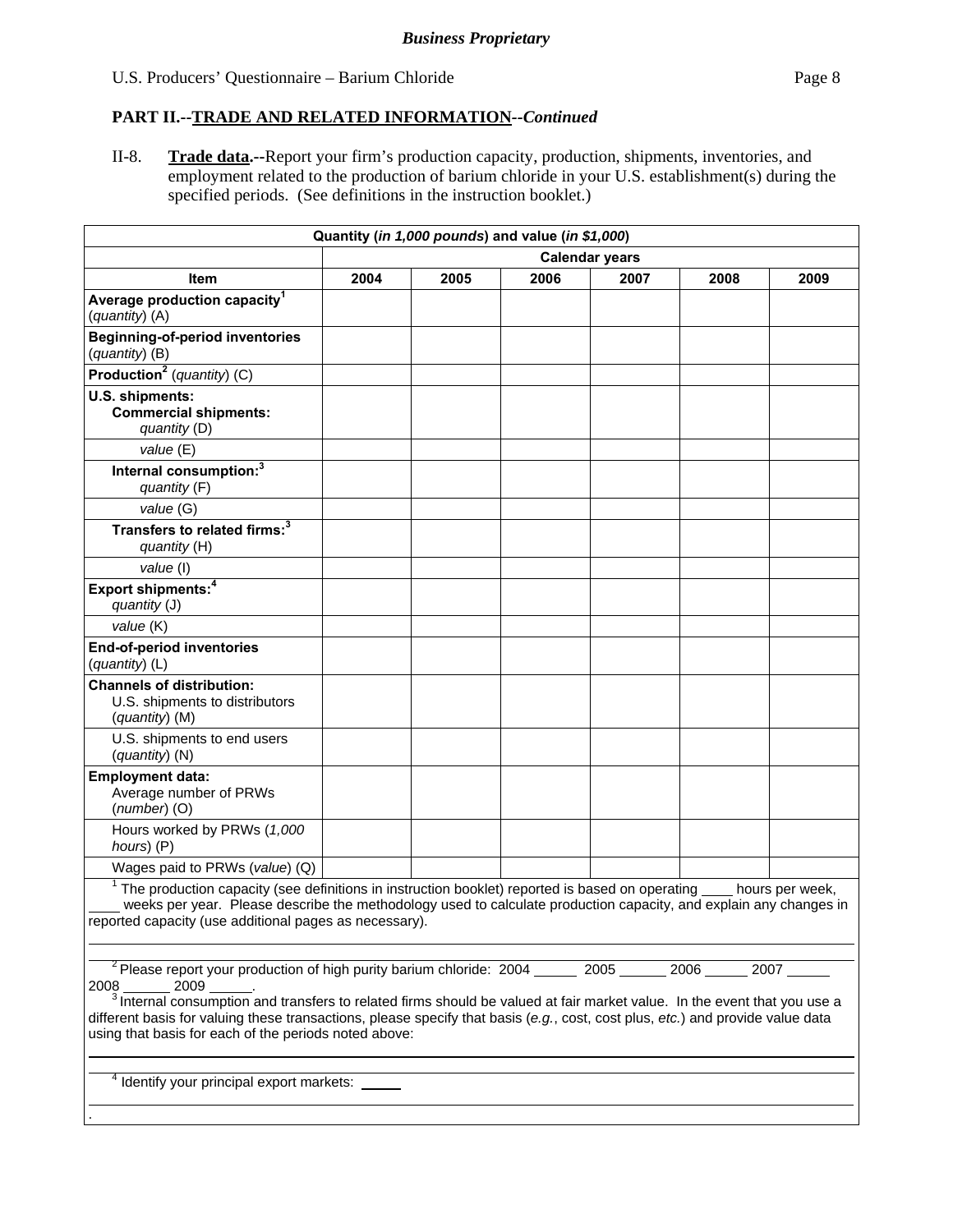*Business Proprietary*

## PART II.--TRADE AND RELATED INFORMATION--*Continued*

II-8. **Trade data.**--Report your firm's production capacity, production, shipments, inventories, and employment related to the production of barium chloride in your U.S. establishment(s) during the specified periods. (See definitions in the instruction booklet.)

| Quantity (*in 1,000 pounds*) and value (*in $1,000*) | | | | | | |
|---|---|---|---|---|---|---|
| | Calendar years | | | | | |
| **Item** | **2004** | **2005** | **2006** | **2007** | **2008** | **2009** |
| **Average production capacity**[1] (*quantity*) (A) | | | | | | |
| **Beginning-of-period inventories** (*quantity*) (B) | | | | | | |
| **Production**[2] (*quantity*) (C) | | | | | | |
| **U.S. shipments:** **Commercial shipments:** *quantity* (D) | | | | | | |
| *value* (E) | | | | | | |
| **Internal consumption:**[3] *quantity* (F) | | | | | | |
| *value* (G) | | | | | | |
| **Transfers to related firms:**[3] *quantity* (H) | | | | | | |
| *value* (I) | | | | | | |
| **Export shipments:**[4] *quantity* (J) | | | | | | |
| *value* (K) | | | | | | |
| **End-of-period inventories** (*quantity*) (L) | | | | | | |
| **Channels of distribution:** U.S. shipments to distributors (*quantity*) (M) | | | | | | |
| U.S. shipments to end users (*quantity*) (N) | | | | | | |
| **Employment data:** Average number of PRWs (*number*) (O) | | | | | | |
| Hours worked by PRWs (*1,000 hours*) (P) | | | | | | |
| Wages paid to PRWs (*value*) (Q) | | | | | | |

[1] The production capacity (see definitions in instruction booklet) reported is based on operating ____ hours per week, ____ weeks per year. Please describe the methodology used to calculate production capacity, and explain any changes in reported capacity (use additional pages as necessary).

[2] Please report your production of high purity barium chloride: 2004 ______ 2005 ______ 2006 ______ 2007 ______ 2008 ______ 2009 ______.

[3] Internal consumption and transfers to related firms should be valued at fair market value. In the event that you use a different basis for valuing these transactions, please specify that basis (*e.g.*, cost, cost plus, *etc.*) and provide value data using that basis for each of the periods noted above:

[4] Identify your principal export markets: _____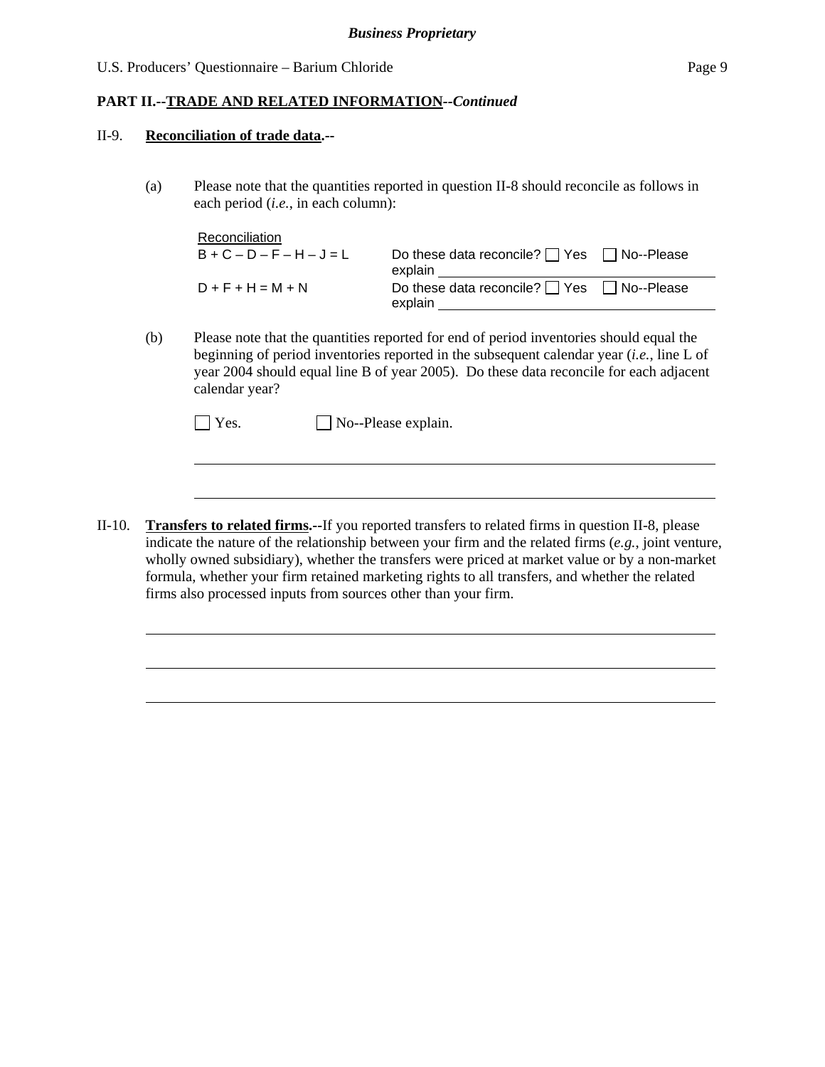**PART II.--TRADE AND RELATED INFORMATION--*Continued***

II-9. **Reconciliation of trade data.--**

(a) Please note that the quantities reported in question II-8 should reconcile as follows in each period (*i.e.*, in each column):

| Reconciliation | |
|---|---|
| B + C – D – F – H – J = L | Do these data reconcile? ☐ Yes ☐ No--Please explain \_\_\_\_\_\_\_\_\_\_\_\_\_\_\_\_\_\_\_\_ |
| D + F + H = M + N | Do these data reconcile? ☐ Yes ☐ No--Please explain \_\_\_\_\_\_\_\_\_\_\_\_\_\_\_\_\_\_\_\_ |

(b) Please note that the quantities reported for end of period inventories should equal the beginning of period inventories reported in the subsequent calendar year (*i.e.*, line L of year 2004 should equal line B of year 2005). Do these data reconcile for each adjacent calendar year?

☐ Yes. ☐ No--Please explain.

\_\_\_\_\_\_\_\_\_\_\_\_\_\_\_\_\_\_\_\_\_\_\_\_\_\_\_\_\_\_\_\_\_\_\_\_\_\_\_\_

\_\_\_\_\_\_\_\_\_\_\_\_\_\_\_\_\_\_\_\_\_\_\_\_\_\_\_\_\_\_\_\_\_\_\_\_\_\_\_\_

II-10. **Transfers to related firms.--**If you reported transfers to related firms in question II-8, please indicate the nature of the relationship between your firm and the related firms (*e.g.*, joint venture, wholly owned subsidiary), whether the transfers were priced at market value or by a non-market formula, whether your firm retained marketing rights to all transfers, and whether the related firms also processed inputs from sources other than your firm.

\_\_\_\_\_\_\_\_\_\_\_\_\_\_\_\_\_\_\_\_\_\_\_\_\_\_\_\_\_\_\_\_\_\_\_\_\_\_\_\_

\_\_\_\_\_\_\_\_\_\_\_\_\_\_\_\_\_\_\_\_\_\_\_\_\_\_\_\_\_\_\_\_\_\_\_\_\_\_\_\_

\_\_\_\_\_\_\_\_\_\_\_\_\_\_\_\_\_\_\_\_\_\_\_\_\_\_\_\_\_\_\_\_\_\_\_\_\_\_\_\_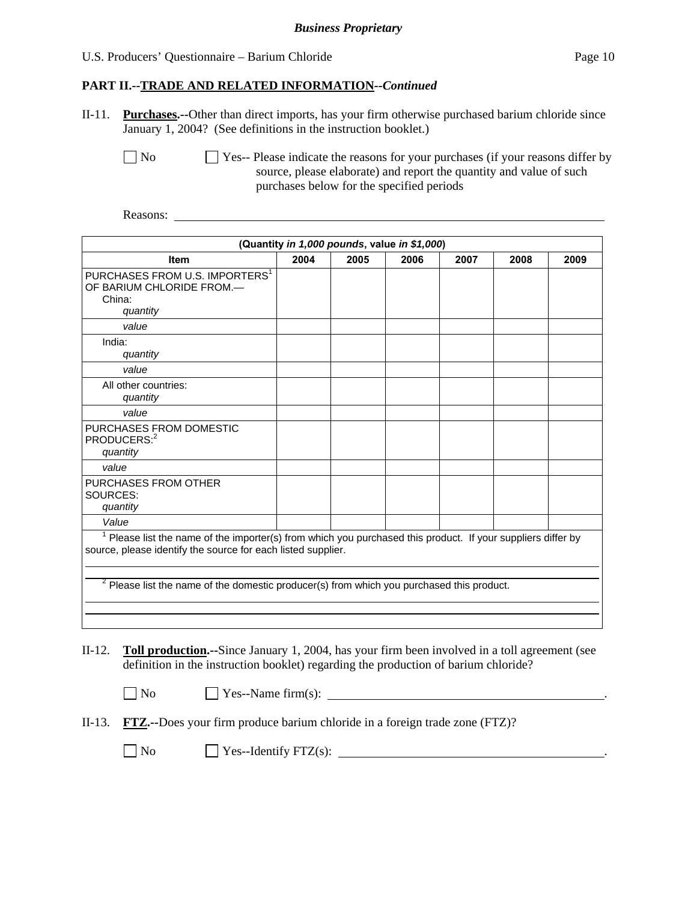**PART II.--TRADE AND RELATED INFORMATION--*Continued***

II-11. **Purchases.--**Other than direct imports, has your firm otherwise purchased barium chloride since January 1, 2004? (See definitions in the instruction booklet.)

☐ No ☐ Yes-- Please indicate the reasons for your purchases (if your reasons differ by source, please elaborate) and report the quantity and value of such purchases below for the specified periods

Reasons: ____________________________________________

| (Quantity *in 1,000 pounds*, value *in $1,000*) | | | | | | |
|---|---|---|---|---|---|---|
| **Item** | **2004** | **2005** | **2006** | **2007** | **2008** | **2009** |
| PURCHASES FROM U.S. IMPORTERS[1] OF BARIUM CHLORIDE FROM.— China: *quantity* | | | | | | |
| *value* | | | | | | |
| India: *quantity* | | | | | | |
| *value* | | | | | | |
| All other countries: *quantity* | | | | | | |
| *value* | | | | | | |
| PURCHASES FROM DOMESTIC PRODUCERS:[2] *quantity* | | | | | | |
| *value* | | | | | | |
| PURCHASES FROM OTHER SOURCES: *quantity* | | | | | | |
| *Value* | | | | | | |

[1] Please list the name of the importer(s) from which you purchased this product. If your suppliers differ by source, please identify the source for each listed supplier.

____________________________________________

[2] Please list the name of the domestic producer(s) from which you purchased this product.

____________________________________________

II-12. **Toll production.--**Since January 1, 2004, has your firm been involved in a toll agreement (see definition in the instruction booklet) regarding the production of barium chloride?

☐ No ☐ Yes--Name firm(s): ____________________________________________.

II-13. **FTZ.--**Does your firm produce barium chloride in a foreign trade zone (FTZ)?

☐ No ☐ Yes--Identify FTZ(s): ____________________________________________.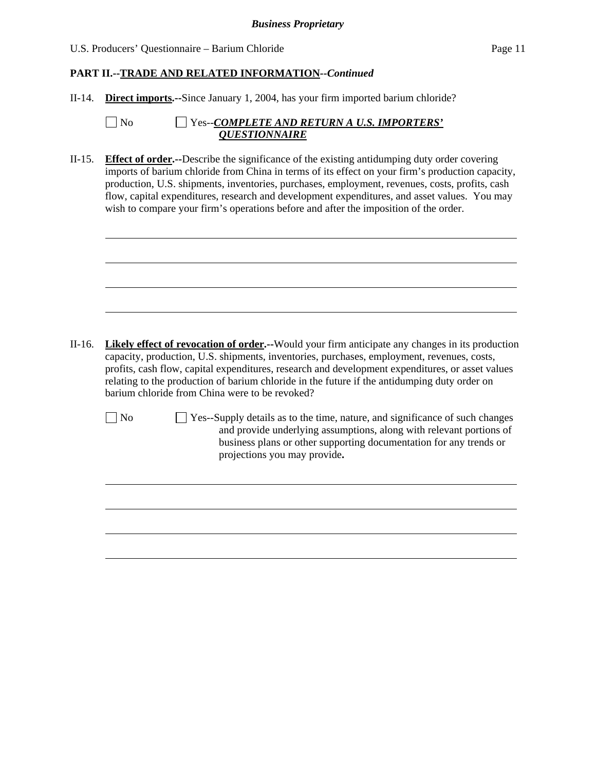**PART II.--TRADE AND RELATED INFORMATION--*Continued***

II-14. **Direct imports.--**Since January 1, 2004, has your firm imported barium chloride?

☐ No ☐ Yes--***COMPLETE AND RETURN A U.S. IMPORTERS' QUESTIONNAIRE***

II-15. **Effect of order.--**Describe the significance of the existing antidumping duty order covering imports of barium chloride from China in terms of its effect on your firm's production capacity, production, U.S. shipments, inventories, purchases, employment, revenues, costs, profits, cash flow, capital expenditures, research and development expenditures, and asset values. You may wish to compare your firm's operations before and after the imposition of the order.

---

---

---

---

II-16. **Likely effect of revocation of order.--**Would your firm anticipate any changes in its production capacity, production, U.S. shipments, inventories, purchases, employment, revenues, costs, profits, cash flow, capital expenditures, research and development expenditures, or asset values relating to the production of barium chloride in the future if the antidumping duty order on barium chloride from China were to be revoked?

☐ No ☐ Yes--Supply details as to the time, nature, and significance of such changes and provide underlying assumptions, along with relevant portions of business plans or other supporting documentation for any trends or projections you may provide**.**

---

---

---

---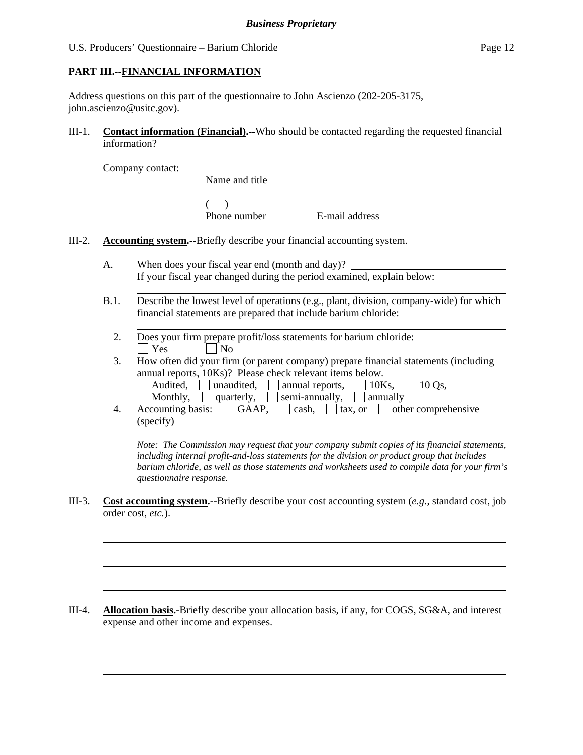**PART III.--FINANCIAL INFORMATION**

Address questions on this part of the questionnaire to John Ascienzo (202-205-3175, john.ascienzo@usitc.gov).

III-1. **Contact information (Financial).--**Who should be contacted regarding the requested financial information?

Company contact: ______________________________
Name and title

( ) ______________________________
Phone number E-mail address

III-2. **Accounting system.--**Briefly describe your financial accounting system.

A. When does your fiscal year end (month and day)? ______________________
If your fiscal year changed during the period examined, explain below:
______________________________

B.1. Describe the lowest level of operations (e.g., plant, division, company-wide) for which financial statements are prepared that include barium chloride:
______________________________

2. Does your firm prepare profit/loss statements for barium chloride:
☐ Yes ☐ No

3. How often did your firm (or parent company) prepare financial statements (including annual reports, 10Ks)? Please check relevant items below.
☐ Audited, ☐ unaudited, ☐ annual reports, ☐ 10Ks, ☐ 10 Qs,
☐ Monthly, ☐ quarterly, ☐ semi-annually, ☐ annually

4. Accounting basis: ☐ GAAP, ☐ cash, ☐ tax, or ☐ other comprehensive (specify) ______________________________

*Note: The Commission may request that your company submit copies of its financial statements, including internal profit-and-loss statements for the division or product group that includes barium chloride, as well as those statements and worksheets used to compile data for your firm's questionnaire response.*

III-3. **Cost accounting system.--**Briefly describe your cost accounting system (*e.g.*, standard cost, job order cost, *etc.*).

______________________________

______________________________

______________________________

III-4. **Allocation basis.-**Briefly describe your allocation basis, if any, for COGS, SG&A, and interest expense and other income and expenses.

______________________________

______________________________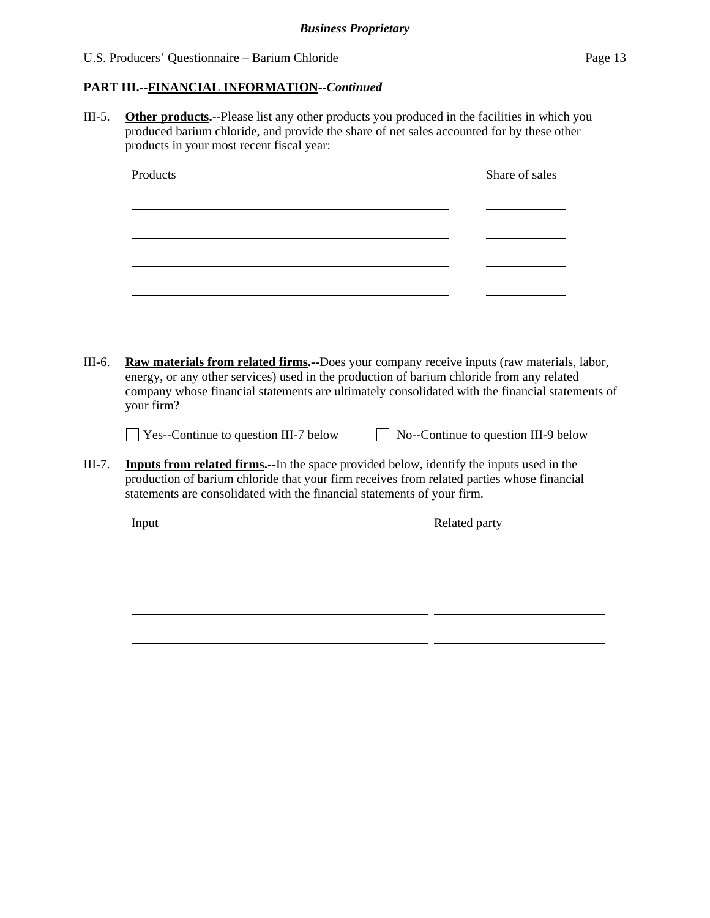**PART III.--FINANCIAL INFORMATION--*Continued***

III-5. **Other products.--**Please list any other products you produced in the facilities in which you produced barium chloride, and provide the share of net sales accounted for by these other products in your most recent fiscal year:

| Products | Share of sales |
|---|---|
| | |
| | |
| | |
| | |
| | |

III-6. **Raw materials from related firms.--**Does your company receive inputs (raw materials, labor, energy, or any other services) used in the production of barium chloride from any related company whose financial statements are ultimately consolidated with the financial statements of your firm?

☐ Yes--Continue to question III-7 below ☐ No--Continue to question III-9 below

III-7. **Inputs from related firms.--**In the space provided below, identify the inputs used in the production of barium chloride that your firm receives from related parties whose financial statements are consolidated with the financial statements of your firm.

| Input | Related party |
|---|---|
| | |
| | |
| | |
| | |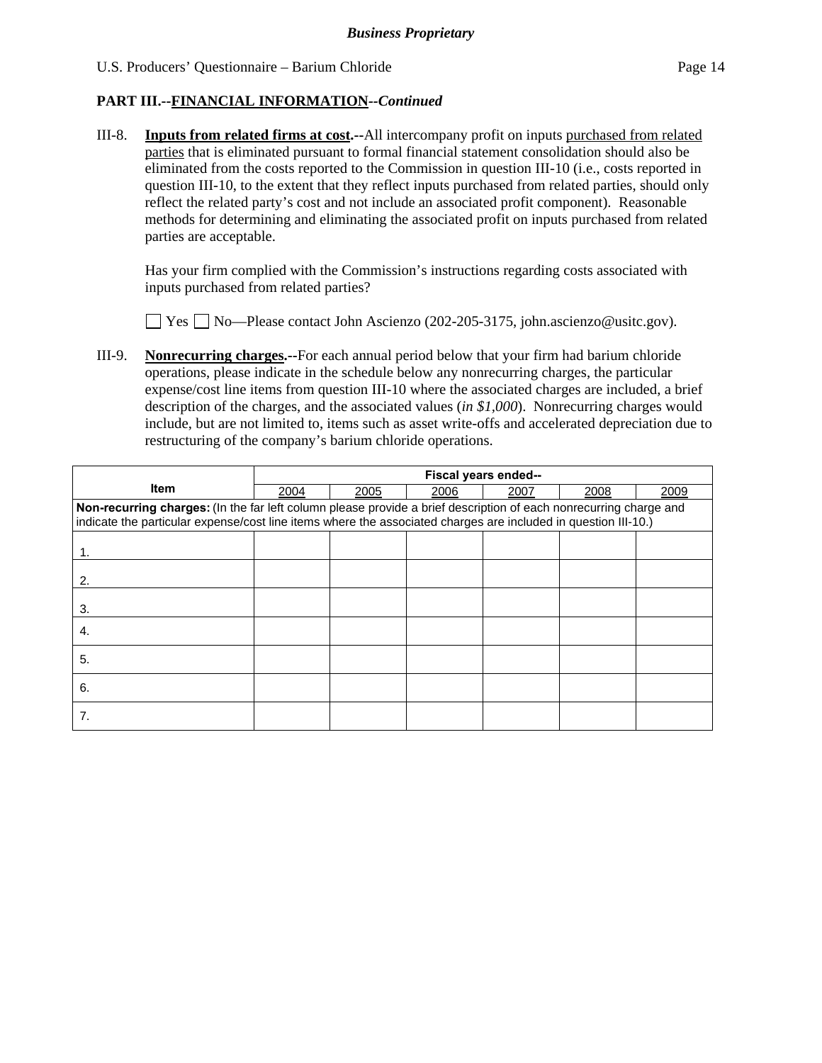**PART III.--FINANCIAL INFORMATION--*Continued***

III-8. **Inputs from related firms at cost.--**All intercompany profit on inputs purchased from related parties that is eliminated pursuant to formal financial statement consolidation should also be eliminated from the costs reported to the Commission in question III-10 (i.e., costs reported in question III-10, to the extent that they reflect inputs purchased from related parties, should only reflect the related party's cost and not include an associated profit component). Reasonable methods for determining and eliminating the associated profit on inputs purchased from related parties are acceptable.

Has your firm complied with the Commission's instructions regarding costs associated with inputs purchased from related parties?

☐ Yes ☐ No—Please contact John Ascienzo (202-205-3175, john.ascienzo@usitc.gov).

III-9. **Nonrecurring charges.--**For each annual period below that your firm had barium chloride operations, please indicate in the schedule below any nonrecurring charges, the particular expense/cost line items from question III-10 where the associated charges are included, a brief description of the charges, and the associated values (*in $1,000*). Nonrecurring charges would include, but are not limited to, items such as asset write-offs and accelerated depreciation due to restructuring of the company's barium chloride operations.

| Item | Fiscal years ended-- | | | | | |
|---|---|---|---|---|---|---|
| | 2004 | 2005 | 2006 | 2007 | 2008 | 2009 |
| **Non-recurring charges:** (In the far left column please provide a brief description of each nonrecurring charge and indicate the particular expense/cost line items where the associated charges are included in question III-10.) | | | | | | |
| 1. | | | | | | |
| 2. | | | | | | |
| 3. | | | | | | |
| 4. | | | | | | |
| 5. | | | | | | |
| 6. | | | | | | |
| 7. | | | | | | |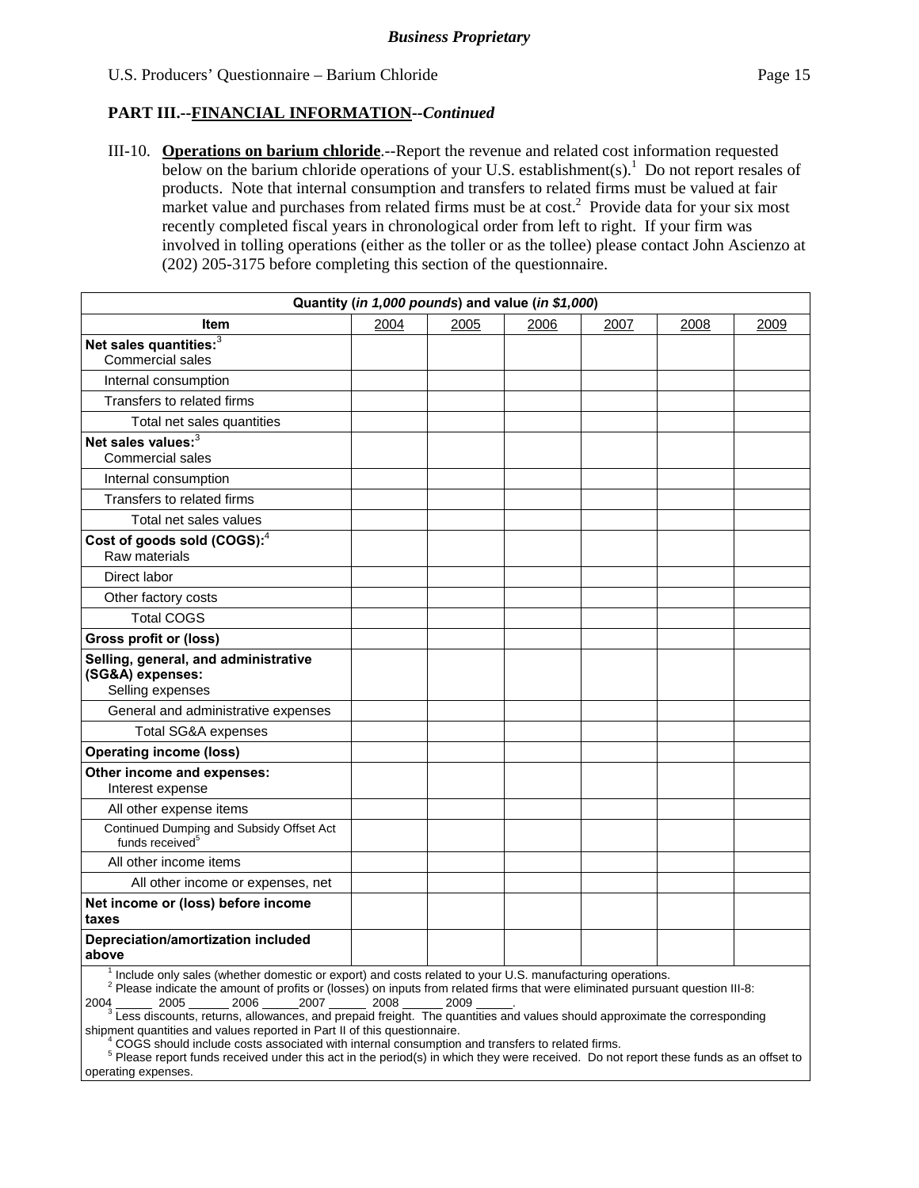*Business Proprietary*

U.S. Producers' Questionnaire – Barium Chloride

**PART III.--FINANCIAL INFORMATION--*Continued***

III-10. **Operations on barium chloride**.--Report the revenue and related cost information requested below on the barium chloride operations of your U.S. establishment(s).[1] Do not report resales of products. Note that internal consumption and transfers to related firms must be valued at fair market value and purchases from related firms must be at cost.[2] Provide data for your six most recently completed fiscal years in chronological order from left to right. If your firm was involved in tolling operations (either as the toller or as the tollee) please contact John Ascienzo at (202) 205-3175 before completing this section of the questionnaire.

| Quantity (*in 1,000 pounds*) and value (*in $1,000*) | | | | | | |
|---|---|---|---|---|---|---|
| **Item** | 2004 | 2005 | 2006 | 2007 | 2008 | 2009 |
| **Net sales quantities:**[3] Commercial sales | | | | | | |
| Internal consumption | | | | | | |
| Transfers to related firms | | | | | | |
| Total net sales quantities | | | | | | |
| **Net sales values:**[3] Commercial sales | | | | | | |
| Internal consumption | | | | | | |
| Transfers to related firms | | | | | | |
| Total net sales values | | | | | | |
| **Cost of goods sold (COGS):**[4] Raw materials | | | | | | |
| Direct labor | | | | | | |
| Other factory costs | | | | | | |
| Total COGS | | | | | | |
| **Gross profit or (loss)** | | | | | | |
| **Selling, general, and administrative (SG&A) expenses:** Selling expenses | | | | | | |
| General and administrative expenses | | | | | | |
| Total SG&A expenses | | | | | | |
| **Operating income (loss)** | | | | | | |
| **Other income and expenses:** Interest expense | | | | | | |
| All other expense items | | | | | | |
| Continued Dumping and Subsidy Offset Act funds received[5] | | | | | | |
| All other income items | | | | | | |
| All other income or expenses, net | | | | | | |
| **Net income or (loss) before income taxes** | | | | | | |
| **Depreciation/amortization included above** | | | | | | |

[1] Include only sales (whether domestic or export) and costs related to your U.S. manufacturing operations.
[2] Please indicate the amount of profits or (losses) on inputs from related firms that were eliminated pursuant question III-8: 2004 ______ 2005 ______ 2006 ______ 2007 ______ 2008 ______ 2009 ______.
[3] Less discounts, returns, allowances, and prepaid freight. The quantities and values should approximate the corresponding shipment quantities and values reported in Part II of this questionnaire.
[4] COGS should include costs associated with internal consumption and transfers to related firms.
[5] Please report funds received under this act in the period(s) in which they were received. Do not report these funds as an offset to operating expenses.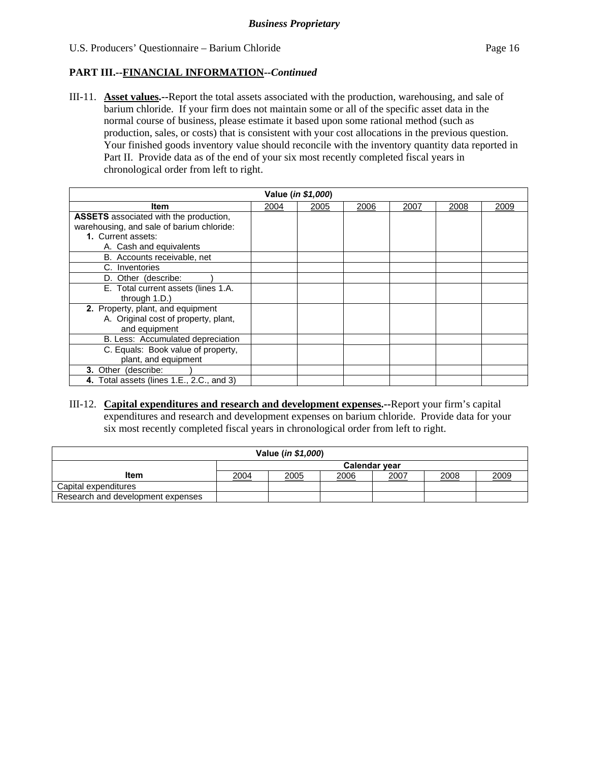*Business Proprietary*

U.S. Producers' Questionnaire – Barium Chloride

**PART III.--FINANCIAL INFORMATION--*Continued***

III-11. **Asset values.--**Report the total assets associated with the production, warehousing, and sale of barium chloride. If your firm does not maintain some or all of the specific asset data in the normal course of business, please estimate it based upon some rational method (such as production, sales, or costs) that is consistent with your cost allocations in the previous question. Your finished goods inventory value should reconcile with the inventory quantity data reported in Part II. Provide data as of the end of your six most recently completed fiscal years in chronological order from left to right.

| Value (*in $1,000*) | | | | | | |
|---|---|---|---|---|---|---|
| **Item** | 2004 | 2005 | 2006 | 2007 | 2008 | 2009 |
| **ASSETS** associated with the production, warehousing, and sale of barium chloride: **1.** Current assets: A. Cash and equivalents | | | | | | |
| B. Accounts receivable, net | | | | | | |
| C. Inventories | | | | | | |
| D. Other (describe: ) | | | | | | |
| E. Total current assets (lines 1.A. through 1.D.) | | | | | | |
| **2.** Property, plant, and equipment A. Original cost of property, plant, and equipment | | | | | | |
| B. Less: Accumulated depreciation | | | | | | |
| C. Equals: Book value of property, plant, and equipment | | | | | | |
| **3.** Other (describe: ) | | | | | | |
| **4.** Total assets (lines 1.E., 2.C., and 3) | | | | | | |

III-12. **Capital expenditures and research and development expenses.--**Report your firm's capital expenditures and research and development expenses on barium chloride. Provide data for your six most recently completed fiscal years in chronological order from left to right.

| Value (*in $1,000*) | | | | | | |
|---|---|---|---|---|---|---|
| | Calendar year | | | | | |
| **Item** | 2004 | 2005 | 2006 | 2007 | 2008 | 2009 |
| Capital expenditures | | | | | | |
| Research and development expenses | | | | | | |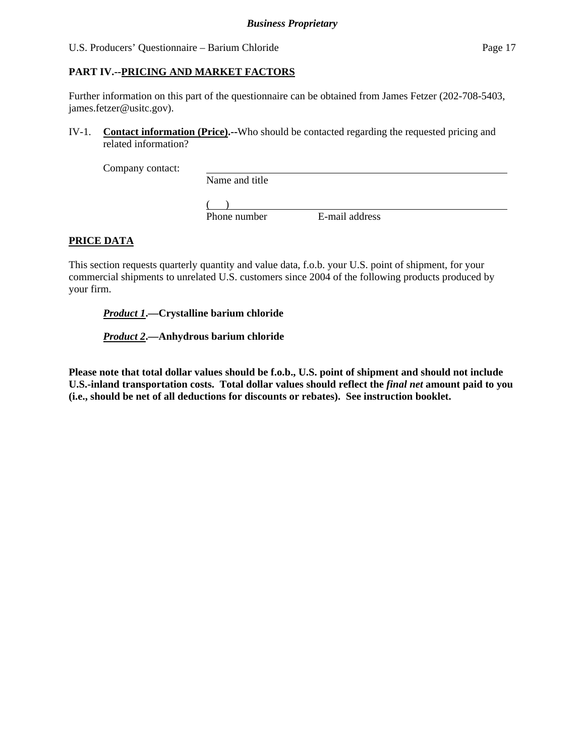**PART IV.--PRICING AND MARKET FACTORS**

Further information on this part of the questionnaire can be obtained from James Fetzer (202-708-5403, james.fetzer@usitc.gov).

IV-1. **Contact information (Price).--**Who should be contacted regarding the requested pricing and related information?

Company contact: ______________________________________________
Name and title

(     ) ______________________________________________
Phone number                    E-mail address

**PRICE DATA**

This section requests quarterly quantity and value data, f.o.b. your U.S. point of shipment, for your commercial shipments to unrelated U.S. customers since 2004 of the following products produced by your firm.

***Product 1*.—Crystalline barium chloride**

***Product 2*.—Anhydrous barium chloride**

**Please note that total dollar values should be f.o.b., U.S. point of shipment and should not include U.S.-inland transportation costs. Total dollar values should reflect the *final net* amount paid to you (i.e., should be net of all deductions for discounts or rebates). See instruction booklet.**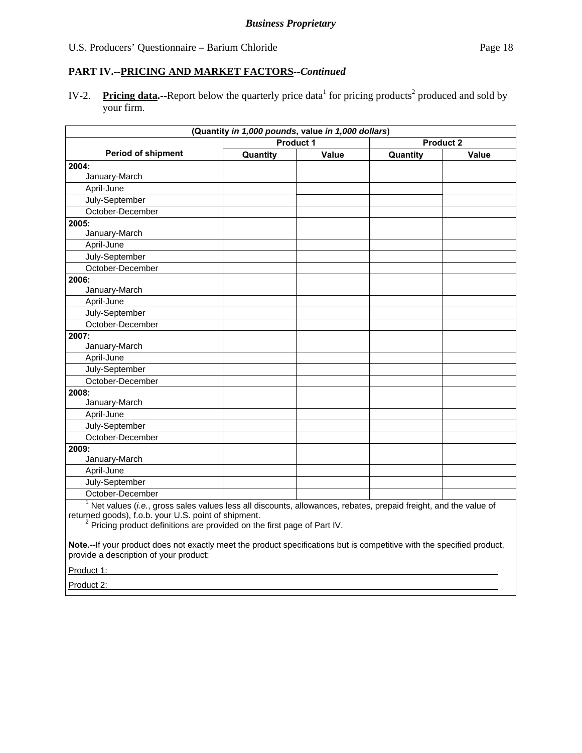**PART IV.--PRICING AND MARKET FACTORS--*Continued***

IV-2. **Pricing data.--**Report below the quarterly price data[1] for pricing products[2] produced and sold by your firm.

(Quantity *in 1,000 pounds*, value *in 1,000 dollars*)

| Period of shipment | Product 1 | | Product 2 | |
|---|---|---|---|---|
| | Quantity | Value | Quantity | Value |
| **2004:** January-March | | | | |
| April-June | | | | |
| July-September | | | | |
| October-December | | | | |
| **2005:** January-March | | | | |
| April-June | | | | |
| July-September | | | | |
| October-December | | | | |
| **2006:** January-March | | | | |
| April-June | | | | |
| July-September | | | | |
| October-December | | | | |
| **2007:** January-March | | | | |
| April-June | | | | |
| July-September | | | | |
| October-December | | | | |
| **2008:** January-March | | | | |
| April-June | | | | |
| July-September | | | | |
| October-December | | | | |
| **2009:** January-March | | | | |
| April-June | | | | |
| July-September | | | | |
| October-December | | | | |

[1] Net values (*i.e.*, gross sales values less all discounts, allowances, rebates, prepaid freight, and the value of returned goods), f.o.b. your U.S. point of shipment.

[2] Pricing product definitions are provided on the first page of Part IV.

**Note.--**If your product does not exactly meet the product specifications but is competitive with the specified product, provide a description of your product:

Product 1: \_\_\_\_\_\_\_\_\_\_\_\_\_\_\_\_\_\_\_\_\_\_\_\_\_\_\_\_\_\_\_\_\_\_\_\_\_\_\_\_

Product 2: \_\_\_\_\_\_\_\_\_\_\_\_\_\_\_\_\_\_\_\_\_\_\_\_\_\_\_\_\_\_\_\_\_\_\_\_\_\_\_\_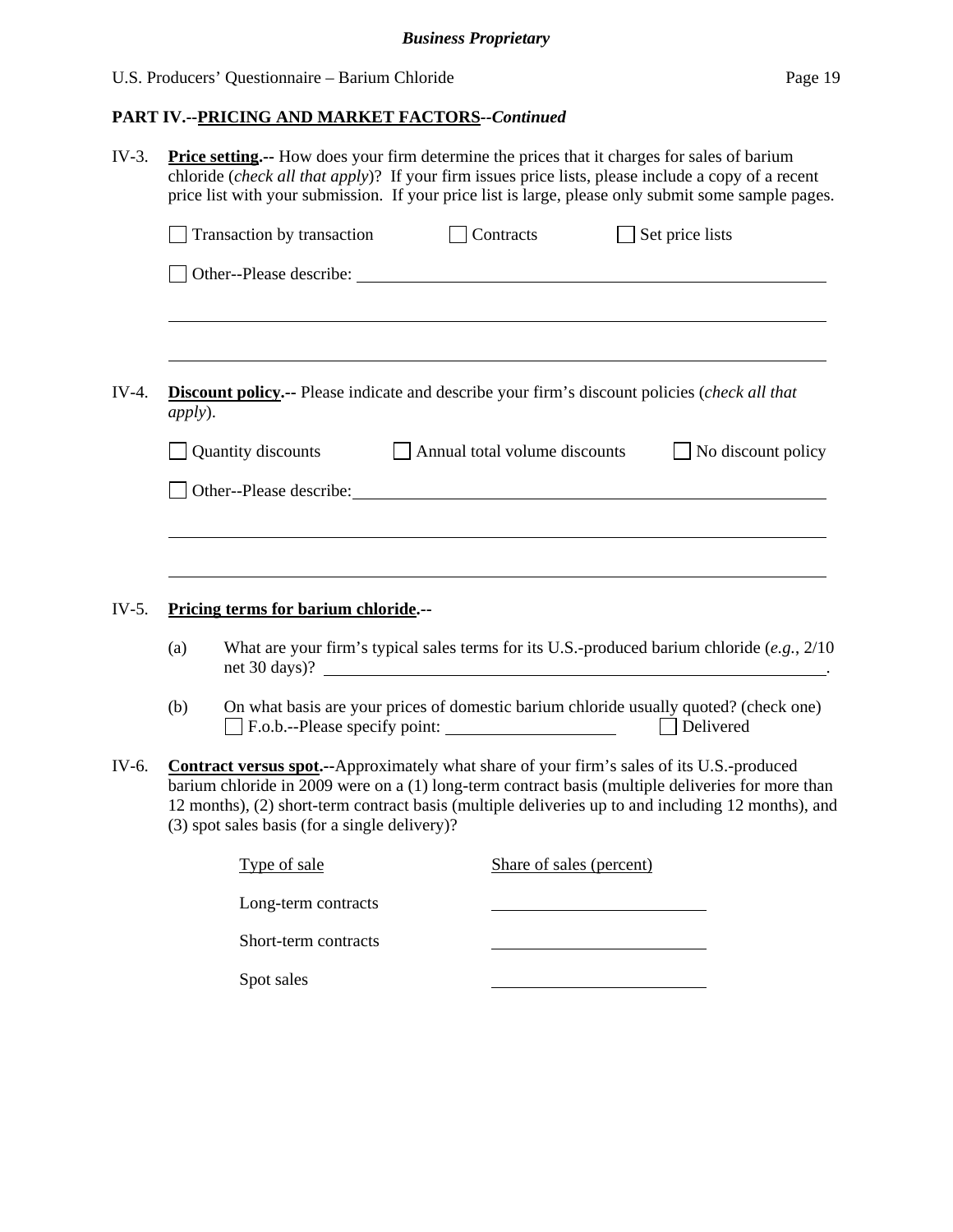**PART IV.--PRICING AND MARKET FACTORS--*Continued***

IV-3. **Price setting.--** How does your firm determine the prices that it charges for sales of barium chloride (*check all that apply*)? If your firm issues price lists, please include a copy of a recent price list with your submission. If your price list is large, please only submit some sample pages.

☐ Transaction by transaction ☐ Contracts ☐ Set price lists

☐ Other--Please describe: ______________________________

______________________________

______________________________

IV-4. **Discount policy.--** Please indicate and describe your firm's discount policies (*check all that apply*).

☐ Quantity discounts ☐ Annual total volume discounts ☐ No discount policy

☐ Other--Please describe: ______________________________

______________________________

______________________________

IV-5. **Pricing terms for barium chloride.--**

(a) What are your firm's typical sales terms for its U.S.-produced barium chloride (*e.g.*, 2/10 net 30 days)? ______________________________.

(b) On what basis are your prices of domestic barium chloride usually quoted? (check one)
☐ F.o.b.--Please specify point: ____________ ☐ Delivered

IV-6. **Contract versus spot.--**Approximately what share of your firm's sales of its U.S.-produced barium chloride in 2009 were on a (1) long-term contract basis (multiple deliveries for more than 12 months), (2) short-term contract basis (multiple deliveries up to and including 12 months), and (3) spot sales basis (for a single delivery)?

| Type of sale | Share of sales (percent) |
| --- | --- |
| Long-term contracts | |
| Short-term contracts | |
| Spot sales | |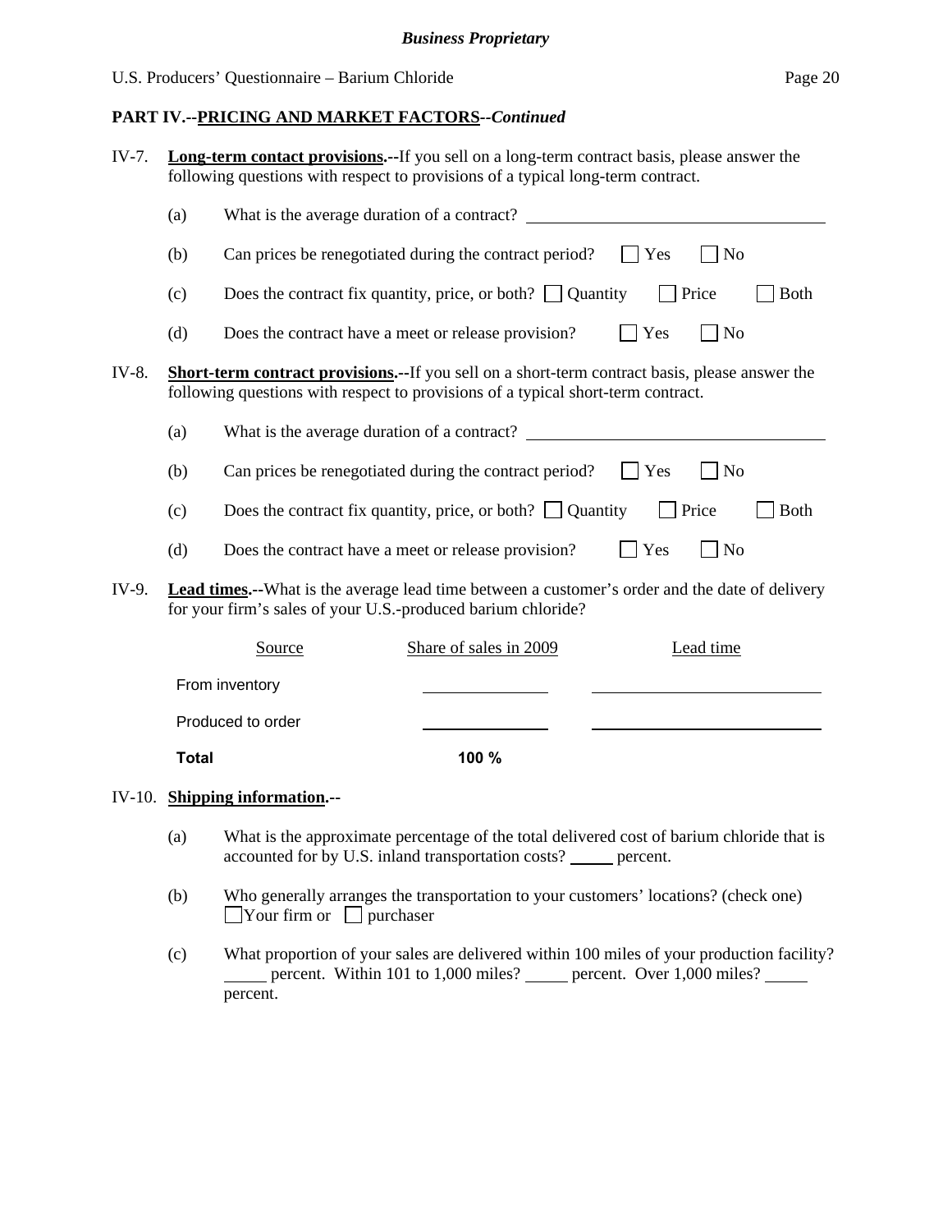**Business Proprietary**

U.S. Producers' Questionnaire – Barium Chloride

## PART IV.--PRICING AND MARKET FACTORS--*Continued*

IV-7. **Long-term contact provisions.--**If you sell on a long-term contract basis, please answer the following questions with respect to provisions of a typical long-term contract.

(a) What is the average duration of a contract? ____________________

(b) Can prices be renegotiated during the contract period? ☐ Yes ☐ No

(c) Does the contract fix quantity, price, or both? ☐ Quantity ☐ Price ☐ Both

(d) Does the contract have a meet or release provision? ☐ Yes ☐ No

IV-8. **Short-term contract provisions.--**If you sell on a short-term contract basis, please answer the following questions with respect to provisions of a typical short-term contract.

(a) What is the average duration of a contract? ____________________

(b) Can prices be renegotiated during the contract period? ☐ Yes ☐ No

(c) Does the contract fix quantity, price, or both? ☐ Quantity ☐ Price ☐ Both

(d) Does the contract have a meet or release provision? ☐ Yes ☐ No

IV-9. **Lead times.--**What is the average lead time between a customer's order and the date of delivery for your firm's sales of your U.S.-produced barium chloride?

| Source | Share of sales in 2009 | Lead time |
|---|---|---|
| From inventory | ________ | ____________ |
| Produced to order | ________ | ____________ |
| **Total** | **100 %** | |

IV-10. **Shipping information.--**

(a) What is the approximate percentage of the total delivered cost of barium chloride that is accounted for by U.S. inland transportation costs? _____ percent.

(b) Who generally arranges the transportation to your customers' locations? (check one)
☐ Your firm or ☐ purchaser

(c) What proportion of your sales are delivered within 100 miles of your production facility? _____ percent. Within 101 to 1,000 miles? _____ percent. Over 1,000 miles? _____ percent.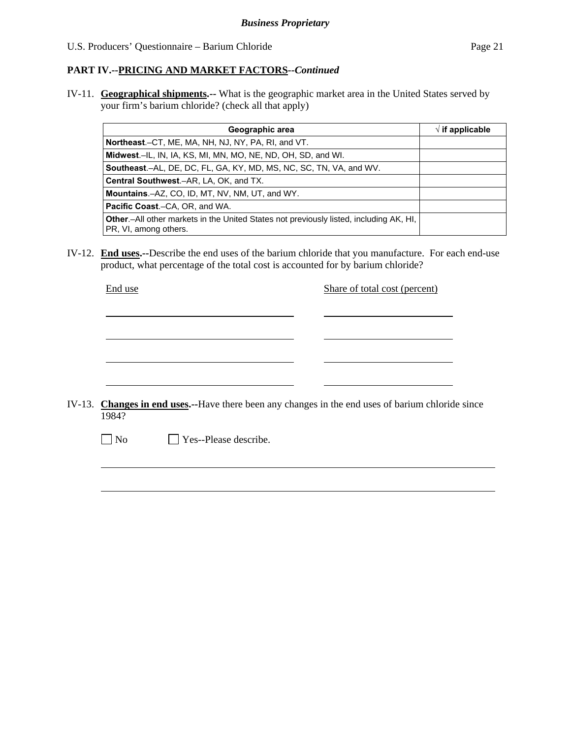**PART IV.--PRICING AND MARKET FACTORS--*Continued***

IV-11. **Geographical shipments.--** What is the geographic market area in the United States served by your firm's barium chloride? (check all that apply)

| Geographic area | √ if applicable |
|---|---|
| **Northeast**.–CT, ME, MA, NH, NJ, NY, PA, RI, and VT. | |
| **Midwest**.–IL, IN, IA, KS, MI, MN, MO, NE, ND, OH, SD, and WI. | |
| **Southeast**.–AL, DE, DC, FL, GA, KY, MD, MS, NC, SC, TN, VA, and WV. | |
| **Central Southwest**.–AR, LA, OK, and TX. | |
| **Mountains**.–AZ, CO, ID, MT, NV, NM, UT, and WY. | |
| **Pacific Coast**.–CA, OR, and WA. | |
| **Other**.–All other markets in the United States not previously listed, including AK, HI, PR, VI, among others. | |

IV-12. **End uses.--**Describe the end uses of the barium chloride that you manufacture. For each end-use product, what percentage of the total cost is accounted for by barium chloride?

| End use | Share of total cost (percent) |
|---|---|
| | |
| | |
| | |
| | |

IV-13. **Changes in end uses.--**Have there been any changes in the end uses of barium chloride since 1984?

☐ No ☐ Yes--Please describe.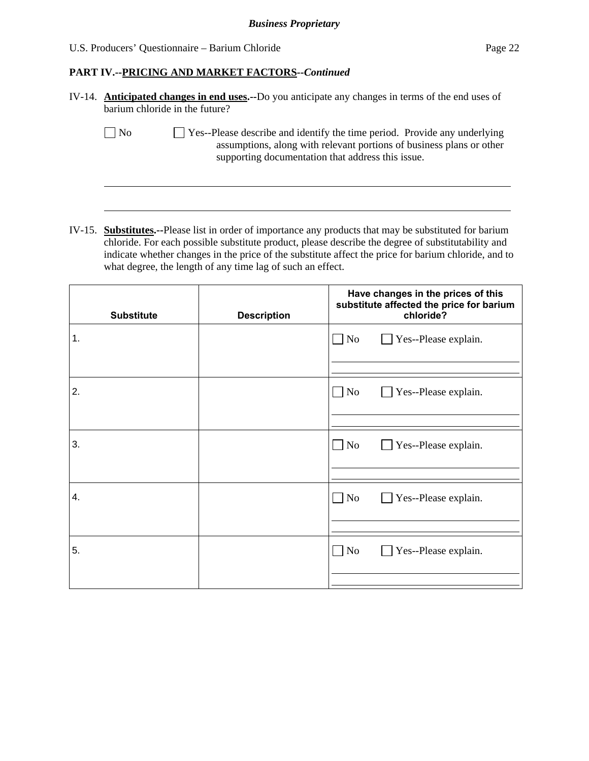**PART IV.--PRICING AND MARKET FACTORS--*Continued***

IV-14. **Anticipated changes in end uses.--**Do you anticipate any changes in terms of the end uses of barium chloride in the future?

☐ No ☐ Yes--Please describe and identify the time period. Provide any underlying assumptions, along with relevant portions of business plans or other supporting documentation that address this issue.

\_\_\_\_\_\_\_\_\_\_\_\_\_\_\_\_\_\_\_\_\_\_\_\_\_\_\_\_\_\_\_\_\_\_\_\_\_\_\_\_\_\_\_\_\_\_\_\_\_\_\_\_\_\_\_\_\_\_\_\_\_\_\_\_\_\_\_\_\_\_\_\_

\_\_\_\_\_\_\_\_\_\_\_\_\_\_\_\_\_\_\_\_\_\_\_\_\_\_\_\_\_\_\_\_\_\_\_\_\_\_\_\_\_\_\_\_\_\_\_\_\_\_\_\_\_\_\_\_\_\_\_\_\_\_\_\_\_\_\_\_\_\_\_\_

IV-15. **Substitutes.--**Please list in order of importance any products that may be substituted for barium chloride. For each possible substitute product, please describe the degree of substitutability and indicate whether changes in the price of the substitute affect the price for barium chloride, and to what degree, the length of any time lag of such an effect.

| Substitute | Description | Have changes in the prices of this substitute affected the price for barium chloride? |
|---|---|---|
| 1. | | ☐ No ☐ Yes--Please explain. |
| 2. | | ☐ No ☐ Yes--Please explain. |
| 3. | | ☐ No ☐ Yes--Please explain. |
| 4. | | ☐ No ☐ Yes--Please explain. |
| 5. | | ☐ No ☐ Yes--Please explain. |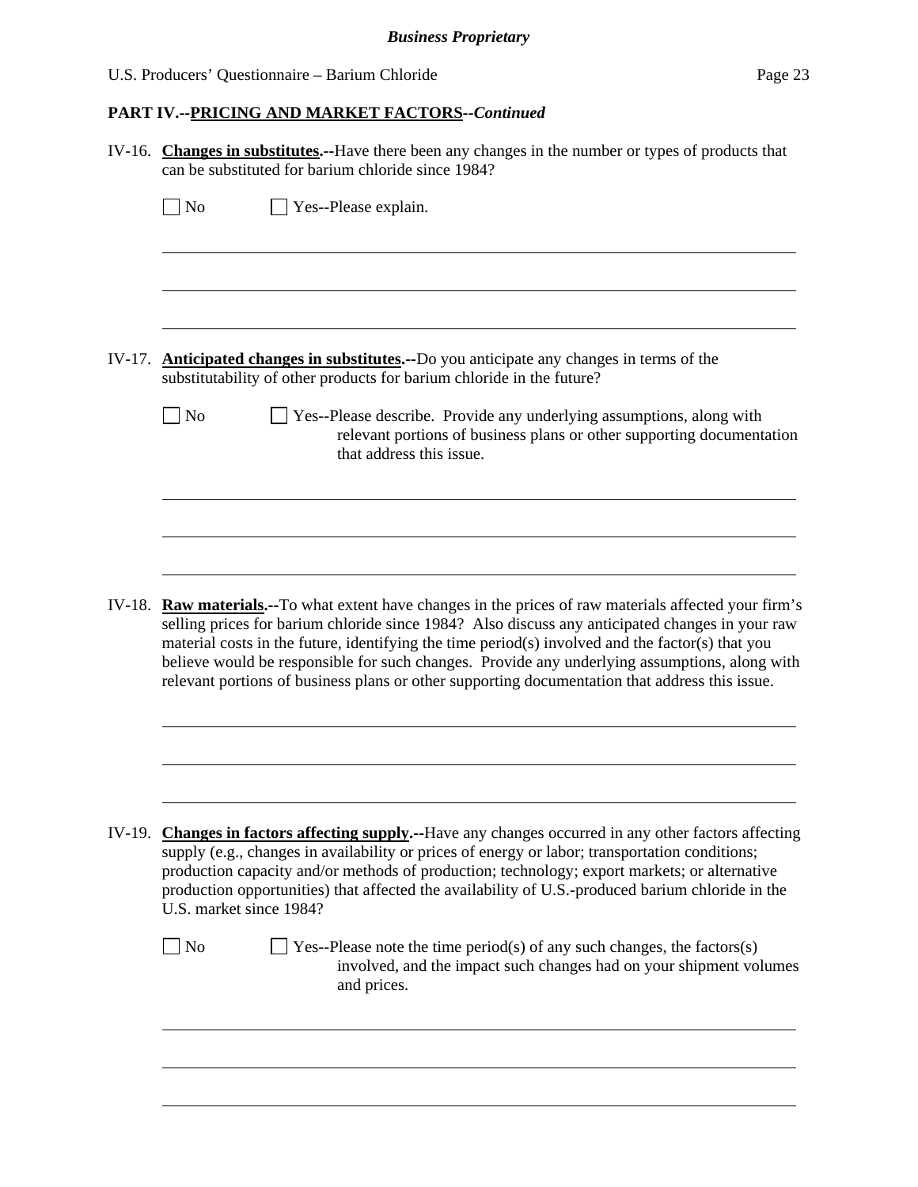**PART IV.--PRICING AND MARKET FACTORS--*Continued***

IV-16. **Changes in substitutes.--**Have there been any changes in the number or types of products that can be substituted for barium chloride since 1984?

☐ No ☐ Yes--Please explain.

IV-17. **Anticipated changes in substitutes.--**Do you anticipate any changes in terms of the substitutability of other products for barium chloride in the future?

☐ No ☐ Yes--Please describe. Provide any underlying assumptions, along with relevant portions of business plans or other supporting documentation that address this issue.

IV-18. **Raw materials.--**To what extent have changes in the prices of raw materials affected your firm's selling prices for barium chloride since 1984? Also discuss any anticipated changes in your raw material costs in the future, identifying the time period(s) involved and the factor(s) that you believe would be responsible for such changes. Provide any underlying assumptions, along with relevant portions of business plans or other supporting documentation that address this issue.

IV-19. **Changes in factors affecting supply.--**Have any changes occurred in any other factors affecting supply (e.g., changes in availability or prices of energy or labor; transportation conditions; production capacity and/or methods of production; technology; export markets; or alternative production opportunities) that affected the availability of U.S.-produced barium chloride in the U.S. market since 1984?

☐ No ☐ Yes--Please note the time period(s) of any such changes, the factors(s) involved, and the impact such changes had on your shipment volumes and prices.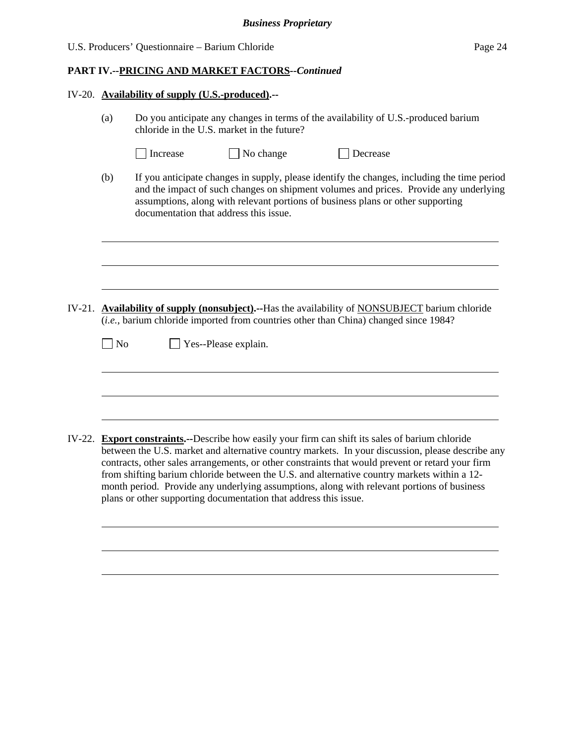**PART IV.--PRICING AND MARKET FACTORS--*Continued***

IV-20. **Availability of supply (U.S.-produced).--**

(a) Do you anticipate any changes in terms of the availability of U.S.-produced barium chloride in the U.S. market in the future?

☐ Increase ☐ No change ☐ Decrease

(b) If you anticipate changes in supply, please identify the changes, including the time period and the impact of such changes on shipment volumes and prices. Provide any underlying assumptions, along with relevant portions of business plans or other supporting documentation that address this issue.

\_\_\_\_\_\_\_\_\_\_\_\_\_\_\_\_\_\_\_\_\_\_\_\_\_\_\_\_\_\_\_\_\_\_\_\_\_\_\_\_\_\_\_\_\_\_\_\_\_\_\_\_\_\_\_\_\_\_\_\_\_\_\_\_\_\_\_\_\_\_\_\_\_\_\_\_

\_\_\_\_\_\_\_\_\_\_\_\_\_\_\_\_\_\_\_\_\_\_\_\_\_\_\_\_\_\_\_\_\_\_\_\_\_\_\_\_\_\_\_\_\_\_\_\_\_\_\_\_\_\_\_\_\_\_\_\_\_\_\_\_\_\_\_\_\_\_\_\_\_\_\_\_

\_\_\_\_\_\_\_\_\_\_\_\_\_\_\_\_\_\_\_\_\_\_\_\_\_\_\_\_\_\_\_\_\_\_\_\_\_\_\_\_\_\_\_\_\_\_\_\_\_\_\_\_\_\_\_\_\_\_\_\_\_\_\_\_\_\_\_\_\_\_\_\_\_\_\_\_

IV-21. **Availability of supply (nonsubject).--**Has the availability of NONSUBJECT barium chloride (*i.e.*, barium chloride imported from countries other than China) changed since 1984?

☐ No ☐ Yes--Please explain.

\_\_\_\_\_\_\_\_\_\_\_\_\_\_\_\_\_\_\_\_\_\_\_\_\_\_\_\_\_\_\_\_\_\_\_\_\_\_\_\_\_\_\_\_\_\_\_\_\_\_\_\_\_\_\_\_\_\_\_\_\_\_\_\_\_\_\_\_\_\_\_\_\_\_\_\_

\_\_\_\_\_\_\_\_\_\_\_\_\_\_\_\_\_\_\_\_\_\_\_\_\_\_\_\_\_\_\_\_\_\_\_\_\_\_\_\_\_\_\_\_\_\_\_\_\_\_\_\_\_\_\_\_\_\_\_\_\_\_\_\_\_\_\_\_\_\_\_\_\_\_\_\_

\_\_\_\_\_\_\_\_\_\_\_\_\_\_\_\_\_\_\_\_\_\_\_\_\_\_\_\_\_\_\_\_\_\_\_\_\_\_\_\_\_\_\_\_\_\_\_\_\_\_\_\_\_\_\_\_\_\_\_\_\_\_\_\_\_\_\_\_\_\_\_\_\_\_\_\_

IV-22. **Export constraints.--**Describe how easily your firm can shift its sales of barium chloride between the U.S. market and alternative country markets. In your discussion, please describe any contracts, other sales arrangements, or other constraints that would prevent or retard your firm from shifting barium chloride between the U.S. and alternative country markets within a 12-month period. Provide any underlying assumptions, along with relevant portions of business plans or other supporting documentation that address this issue.

\_\_\_\_\_\_\_\_\_\_\_\_\_\_\_\_\_\_\_\_\_\_\_\_\_\_\_\_\_\_\_\_\_\_\_\_\_\_\_\_\_\_\_\_\_\_\_\_\_\_\_\_\_\_\_\_\_\_\_\_\_\_\_\_\_\_\_\_\_\_\_\_\_\_\_\_

\_\_\_\_\_\_\_\_\_\_\_\_\_\_\_\_\_\_\_\_\_\_\_\_\_\_\_\_\_\_\_\_\_\_\_\_\_\_\_\_\_\_\_\_\_\_\_\_\_\_\_\_\_\_\_\_\_\_\_\_\_\_\_\_\_\_\_\_\_\_\_\_\_\_\_\_

\_\_\_\_\_\_\_\_\_\_\_\_\_\_\_\_\_\_\_\_\_\_\_\_\_\_\_\_\_\_\_\_\_\_\_\_\_\_\_\_\_\_\_\_\_\_\_\_\_\_\_\_\_\_\_\_\_\_\_\_\_\_\_\_\_\_\_\_\_\_\_\_\_\_\_\_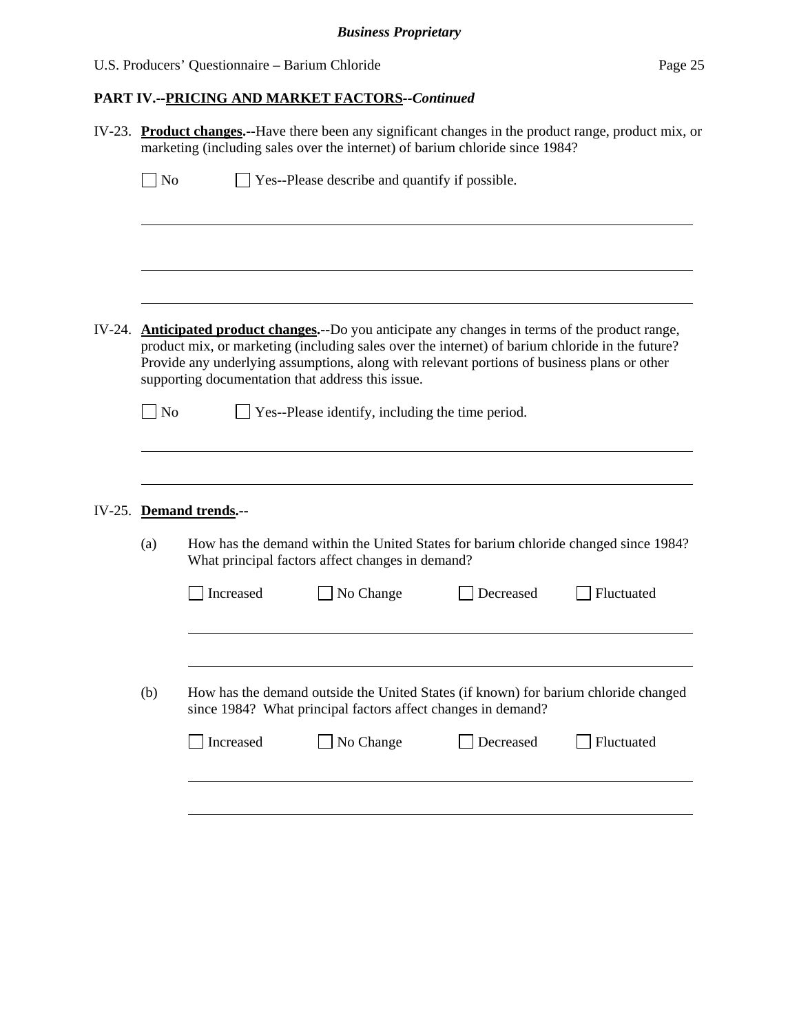## PART IV.--PRICING AND MARKET FACTORS--*Continued*

IV-23. **Product changes.--**Have there been any significant changes in the product range, product mix, or marketing (including sales over the internet) of barium chloride since 1984?

☐ No ☐ Yes--Please describe and quantify if possible.

\_\_\_\_\_\_\_\_\_\_\_\_\_\_\_\_\_\_\_\_\_\_\_\_\_\_\_\_\_\_\_\_\_\_\_\_\_\_\_\_\_\_\_\_\_\_\_\_\_\_\_\_\_\_\_\_

\_\_\_\_\_\_\_\_\_\_\_\_\_\_\_\_\_\_\_\_\_\_\_\_\_\_\_\_\_\_\_\_\_\_\_\_\_\_\_\_\_\_\_\_\_\_\_\_\_\_\_\_\_\_\_\_

\_\_\_\_\_\_\_\_\_\_\_\_\_\_\_\_\_\_\_\_\_\_\_\_\_\_\_\_\_\_\_\_\_\_\_\_\_\_\_\_\_\_\_\_\_\_\_\_\_\_\_\_\_\_\_\_

IV-24. **Anticipated product changes.--**Do you anticipate any changes in terms of the product range, product mix, or marketing (including sales over the internet) of barium chloride in the future? Provide any underlying assumptions, along with relevant portions of business plans or other supporting documentation that address this issue.

☐ No ☐ Yes--Please identify, including the time period.

\_\_\_\_\_\_\_\_\_\_\_\_\_\_\_\_\_\_\_\_\_\_\_\_\_\_\_\_\_\_\_\_\_\_\_\_\_\_\_\_\_\_\_\_\_\_\_\_\_\_\_\_\_\_\_\_

\_\_\_\_\_\_\_\_\_\_\_\_\_\_\_\_\_\_\_\_\_\_\_\_\_\_\_\_\_\_\_\_\_\_\_\_\_\_\_\_\_\_\_\_\_\_\_\_\_\_\_\_\_\_\_\_

IV-25. **Demand trends.--**

(a) How has the demand within the United States for barium chloride changed since 1984? What principal factors affect changes in demand?

☐ Increased ☐ No Change ☐ Decreased ☐ Fluctuated

\_\_\_\_\_\_\_\_\_\_\_\_\_\_\_\_\_\_\_\_\_\_\_\_\_\_\_\_\_\_\_\_\_\_\_\_\_\_\_\_\_\_\_\_\_\_\_\_\_\_\_\_\_\_\_\_

\_\_\_\_\_\_\_\_\_\_\_\_\_\_\_\_\_\_\_\_\_\_\_\_\_\_\_\_\_\_\_\_\_\_\_\_\_\_\_\_\_\_\_\_\_\_\_\_\_\_\_\_\_\_\_\_

(b) How has the demand outside the United States (if known) for barium chloride changed since 1984? What principal factors affect changes in demand?

☐ Increased ☐ No Change ☐ Decreased ☐ Fluctuated

\_\_\_\_\_\_\_\_\_\_\_\_\_\_\_\_\_\_\_\_\_\_\_\_\_\_\_\_\_\_\_\_\_\_\_\_\_\_\_\_\_\_\_\_\_\_\_\_\_\_\_\_\_\_\_\_

\_\_\_\_\_\_\_\_\_\_\_\_\_\_\_\_\_\_\_\_\_\_\_\_\_\_\_\_\_\_\_\_\_\_\_\_\_\_\_\_\_\_\_\_\_\_\_\_\_\_\_\_\_\_\_\_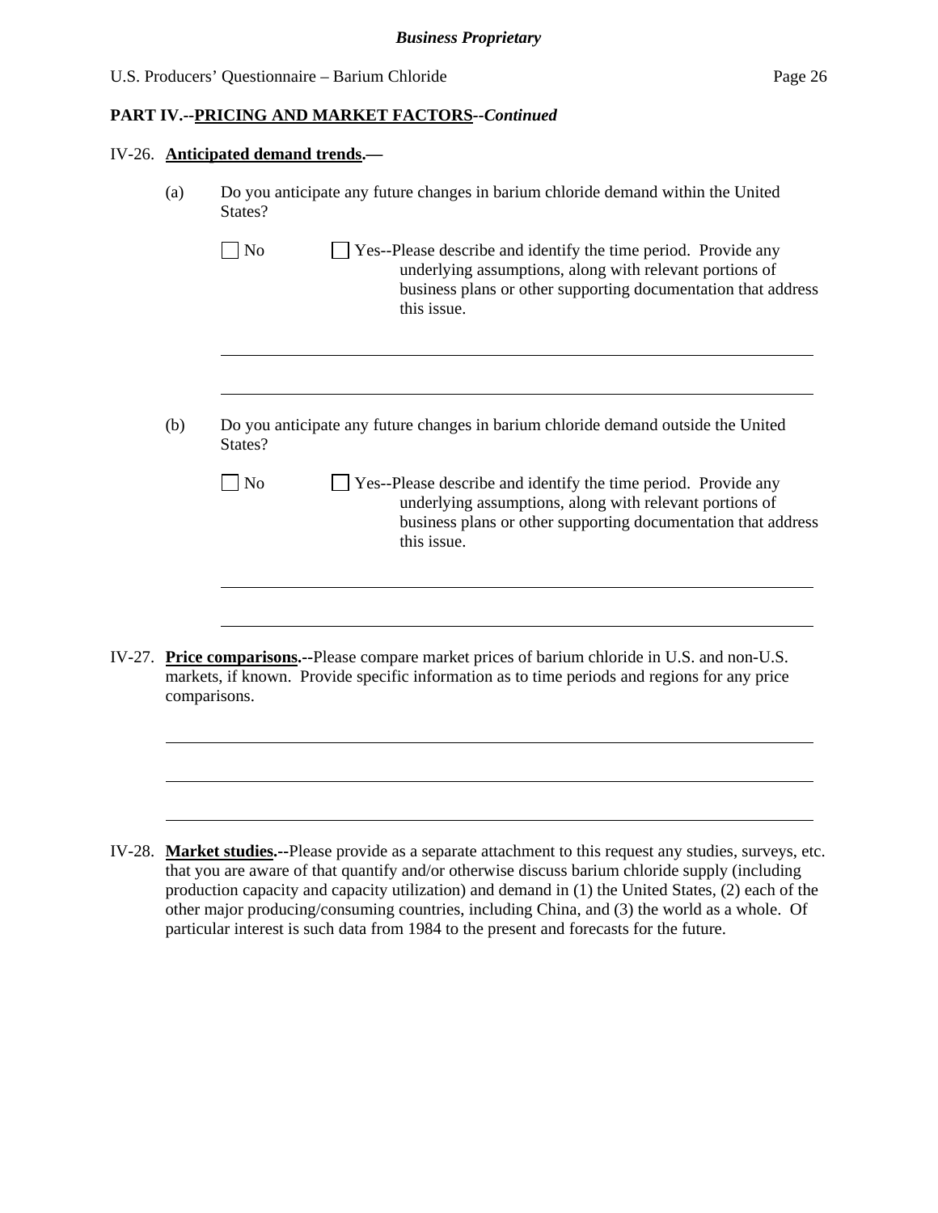**PART IV.--PRICING AND MARKET FACTORS--*Continued***

IV-26. **Anticipated demand trends.—**

(a) Do you anticipate any future changes in barium chloride demand within the United States?

☐ No ☐ Yes--Please describe and identify the time period. Provide any underlying assumptions, along with relevant portions of business plans or other supporting documentation that address this issue.

(b) Do you anticipate any future changes in barium chloride demand outside the United States?

☐ No ☐ Yes--Please describe and identify the time period. Provide any underlying assumptions, along with relevant portions of business plans or other supporting documentation that address this issue.

IV-27. **Price comparisons.--**Please compare market prices of barium chloride in U.S. and non-U.S. markets, if known. Provide specific information as to time periods and regions for any price comparisons.

IV-28. **Market studies.--**Please provide as a separate attachment to this request any studies, surveys, etc. that you are aware of that quantify and/or otherwise discuss barium chloride supply (including production capacity and capacity utilization) and demand in (1) the United States, (2) each of the other major producing/consuming countries, including China, and (3) the world as a whole. Of particular interest is such data from 1984 to the present and forecasts for the future.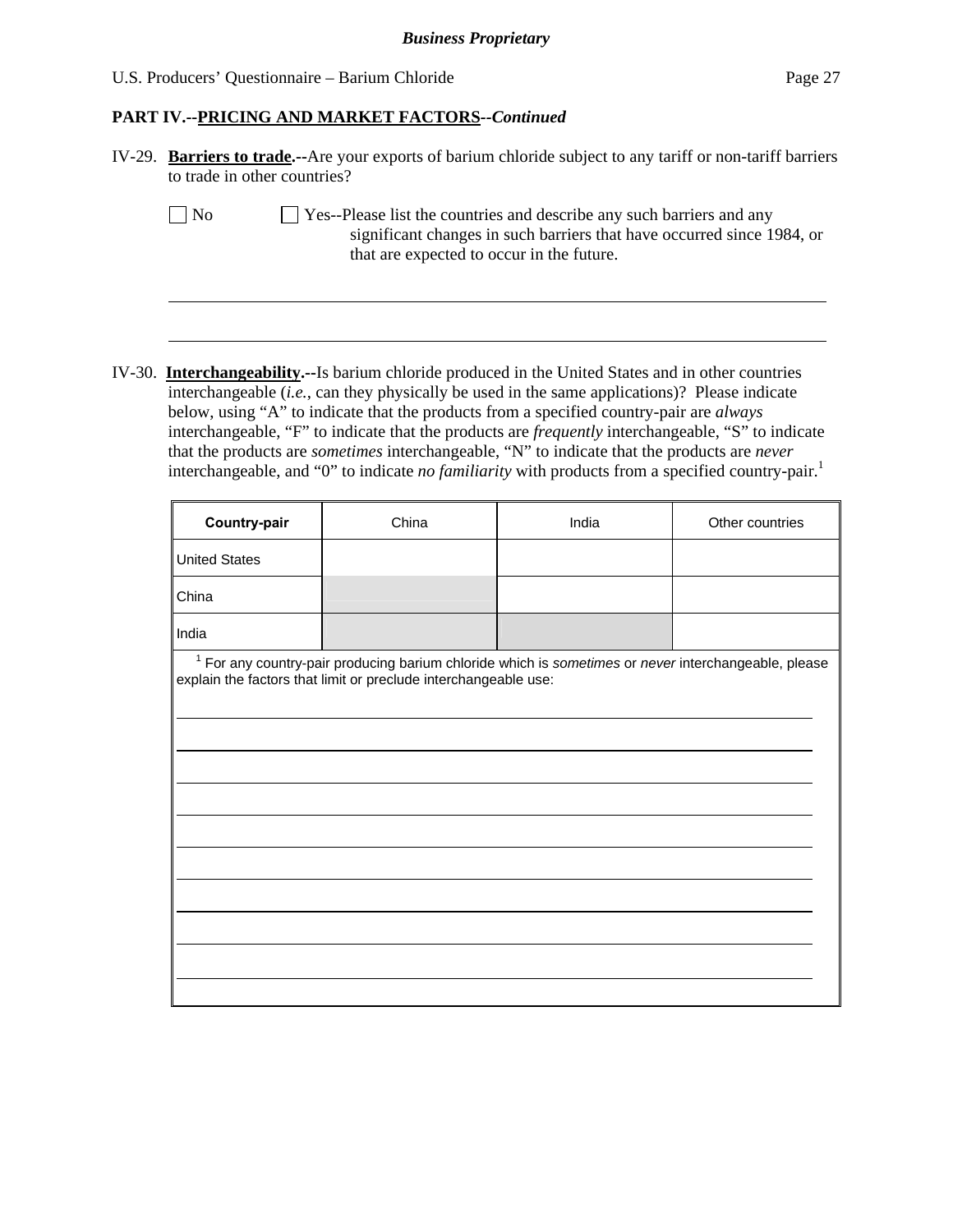**Business Proprietary**

U.S. Producers' Questionnaire – Barium Chloride

## PART IV.--PRICING AND MARKET FACTORS--*Continued*

IV-29. **Barriers to trade.--**Are your exports of barium chloride subject to any tariff or non-tariff barriers to trade in other countries?

☐ No ☐ Yes--Please list the countries and describe any such barriers and any significant changes in such barriers that have occurred since 1984, or that are expected to occur in the future.

______________________________________________________________________

______________________________________________________________________

IV-30. **Interchangeability.--**Is barium chloride produced in the United States and in other countries interchangeable (*i.e.*, can they physically be used in the same applications)? Please indicate below, using "A" to indicate that the products from a specified country-pair are *always* interchangeable, "F" to indicate that the products are *frequently* interchangeable, "S" to indicate that the products are *sometimes* interchangeable, "N" to indicate that the products are *never* interchangeable, and "0" to indicate *no familiarity* with products from a specified country-pair.[1]

| Country-pair | China | India | Other countries |
|---|---|---|---|
| United States | | | |
| China | | | |
| India | | | |

[1] For any country-pair producing barium chloride which is *sometimes* or *never* interchangeable, please explain the factors that limit or preclude interchangeable use:

______________________________________________________________________

______________________________________________________________________

______________________________________________________________________

______________________________________________________________________

______________________________________________________________________

______________________________________________________________________

______________________________________________________________________

______________________________________________________________________

______________________________________________________________________

______________________________________________________________________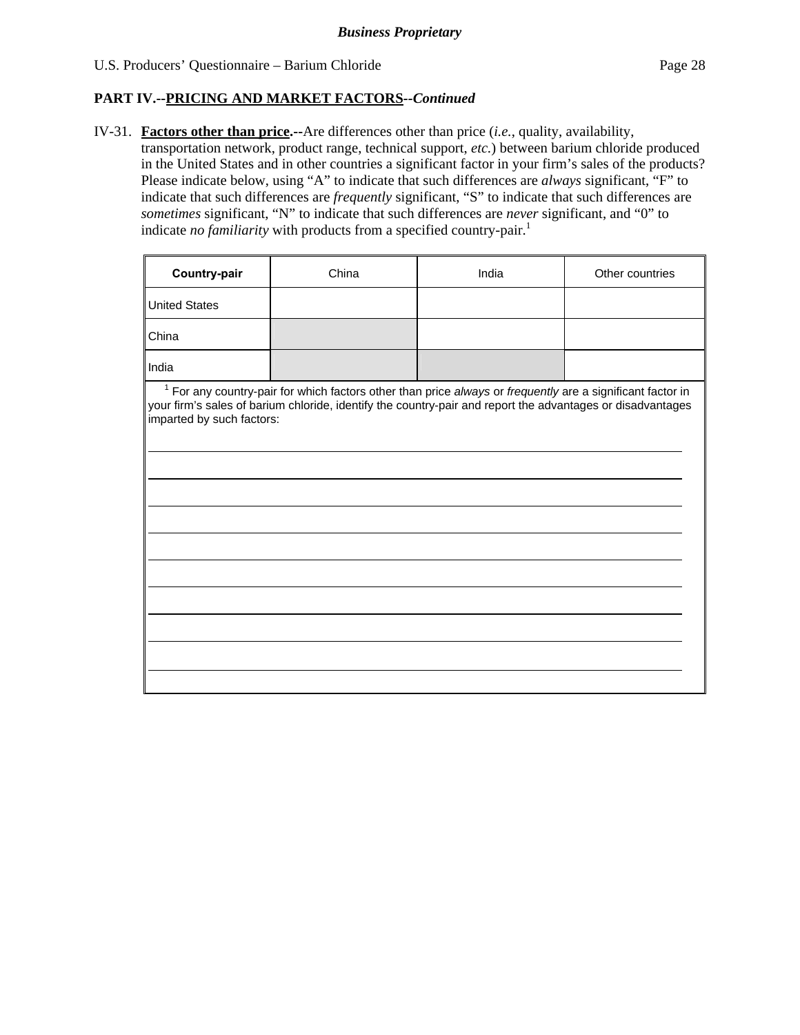## PART IV.--PRICING AND MARKET FACTORS--*Continued*

IV-31. **Factors other than price.--**Are differences other than price (*i.e.*, quality, availability, transportation network, product range, technical support, *etc.*) between barium chloride produced in the United States and in other countries a significant factor in your firm's sales of the products? Please indicate below, using "A" to indicate that such differences are *always* significant, "F" to indicate that such differences are *frequently* significant, "S" to indicate that such differences are *sometimes* significant, "N" to indicate that such differences are *never* significant, and "0" to indicate *no familiarity* with products from a specified country-pair.[1]

| **Country-pair** | China | India | Other countries |
|---|---|---|---|
| United States | | | |
| China | | | |
| India | | | |

[1] For any country-pair for which factors other than price *always* or *frequently* are a significant factor in your firm's sales of barium chloride, identify the country-pair and report the advantages or disadvantages imparted by such factors: